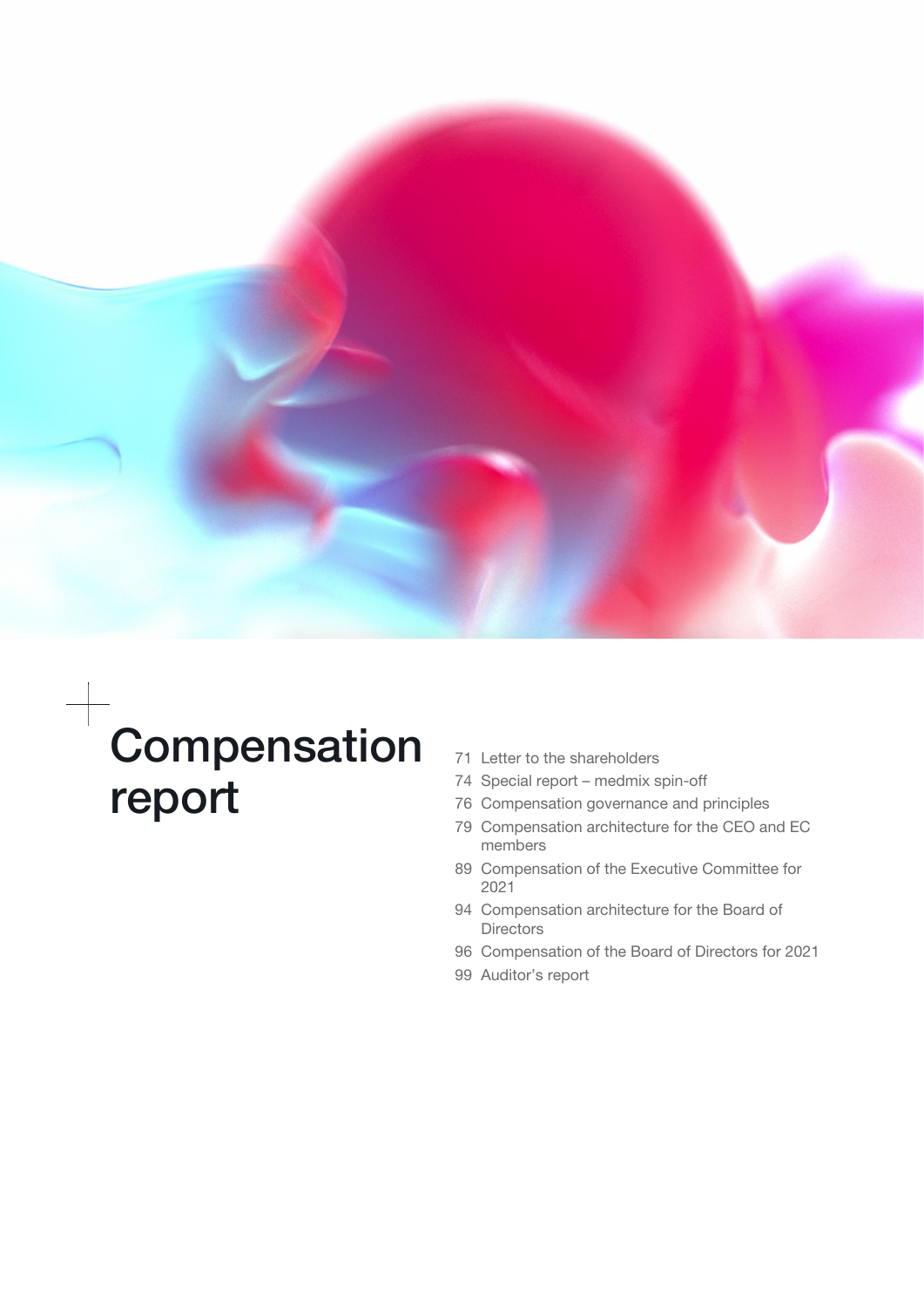# Compensation report

- 71 Letter to the shareholders
- 74 Special report – medmix spin-off
- 76 Compensation governance and principles
- 79 Compensation architecture for the CEO and EC members
- 89 Compensation of the Executive Committee for 2021
- 94 Compensation architecture for the Board of Directors
- 96 Compensation of the Board of Directors for 2021
- 99 Auditor's report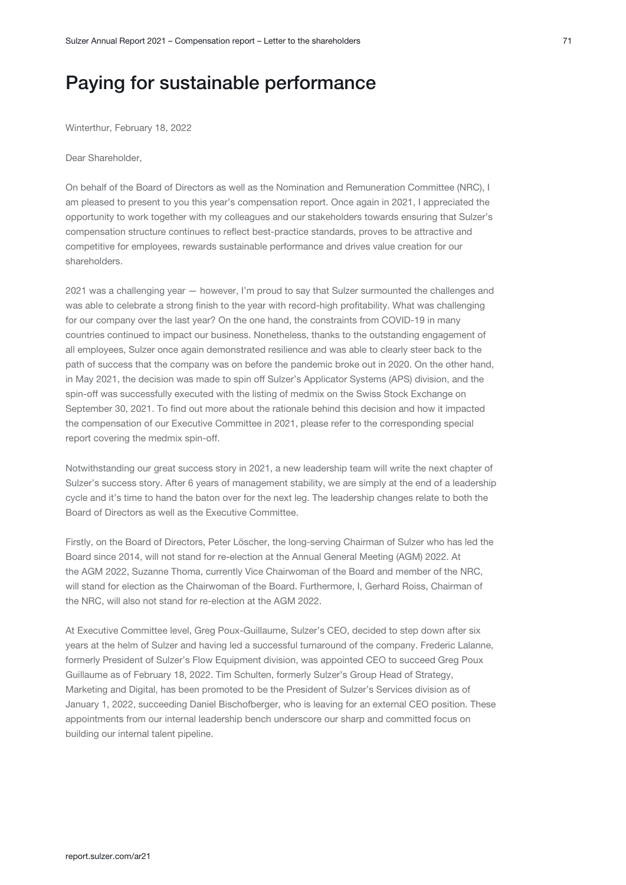# Paying for sustainable performance

Winterthur, February 18, 2022

Dear Shareholder,

On behalf of the Board of Directors as well as the Nomination and Remuneration Committee (NRC), I am pleased to present to you this year's compensation report. Once again in 2021, I appreciated the opportunity to work together with my colleagues and our stakeholders towards ensuring that Sulzer's compensation structure continues to reflect best-practice standards, proves to be attractive and competitive for employees, rewards sustainable performance and drives value creation for our shareholders.

2021 was a challenging year — however, I'm proud to say that Sulzer surmounted the challenges and was able to celebrate a strong finish to the year with record-high profitability. What was challenging for our company over the last year? On the one hand, the constraints from COVID-19 in many countries continued to impact our business. Nonetheless, thanks to the outstanding engagement of all employees, Sulzer once again demonstrated resilience and was able to clearly steer back to the path of success that the company was on before the pandemic broke out in 2020. On the other hand, in May 2021, the decision was made to spin off Sulzer's Applicator Systems (APS) division, and the spin-off was successfully executed with the listing of medmix on the Swiss Stock Exchange on September 30, 2021. To find out more about the rationale behind this decision and how it impacted the compensation of our Executive Committee in 2021, please refer to the corresponding special report covering the medmix spin-off.

Notwithstanding our great success story in 2021, a new leadership team will write the next chapter of Sulzer's success story. After 6 years of management stability, we are simply at the end of a leadership cycle and it's time to hand the baton over for the next leg. The leadership changes relate to both the Board of Directors as well as the Executive Committee.

Firstly, on the Board of Directors, Peter Löscher, the long-serving Chairman of Sulzer who has led the Board since 2014, will not stand for re-election at the Annual General Meeting (AGM) 2022. At the AGM 2022, Suzanne Thoma, currently Vice Chairwoman of the Board and member of the NRC, will stand for election as the Chairwoman of the Board. Furthermore, I, Gerhard Roiss, Chairman of the NRC, will also not stand for re-election at the AGM 2022.

At Executive Committee level, Greg Poux-Guillaume, Sulzer's CEO, decided to step down after six years at the helm of Sulzer and having led a successful turnaround of the company. Frederic Lalanne, formerly President of Sulzer's Flow Equipment division, was appointed CEO to succeed Greg Poux Guillaume as of February 18, 2022. Tim Schulten, formerly Sulzer's Group Head of Strategy, Marketing and Digital, has been promoted to be the President of Sulzer's Services division as of January 1, 2022, succeeding Daniel Bischofberger, who is leaving for an external CEO position. These appointments from our internal leadership bench underscore our sharp and committed focus on building our internal talent pipeline.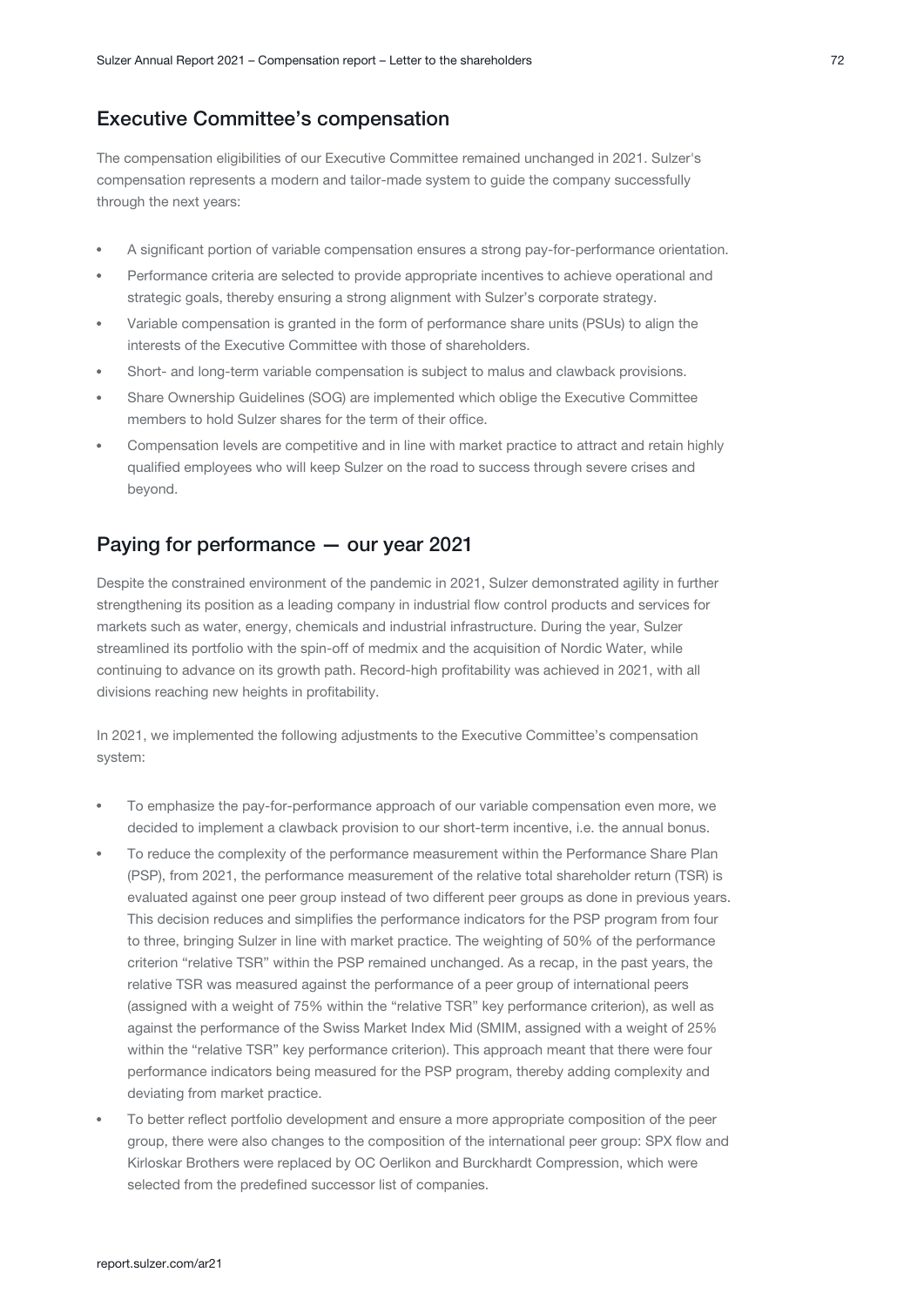## Executive Committee's compensation

The compensation eligibilities of our Executive Committee remained unchanged in 2021. Sulzer's compensation represents a modern and tailor-made system to guide the company successfully through the next years:

- A significant portion of variable compensation ensures a strong pay-for-performance orientation.
- Performance criteria are selected to provide appropriate incentives to achieve operational and strategic goals, thereby ensuring a strong alignment with Sulzer's corporate strategy.
- Variable compensation is granted in the form of performance share units (PSUs) to align the interests of the Executive Committee with those of shareholders.
- Short- and long-term variable compensation is subject to malus and clawback provisions.
- Share Ownership Guidelines (SOG) are implemented which oblige the Executive Committee members to hold Sulzer shares for the term of their office.
- Compensation levels are competitive and in line with market practice to attract and retain highly qualified employees who will keep Sulzer on the road to success through severe crises and beyond.

## Paying for performance — our year 2021

Despite the constrained environment of the pandemic in 2021, Sulzer demonstrated agility in further strengthening its position as a leading company in industrial flow control products and services for markets such as water, energy, chemicals and industrial infrastructure. During the year, Sulzer streamlined its portfolio with the spin-off of medmix and the acquisition of Nordic Water, while continuing to advance on its growth path. Record-high profitability was achieved in 2021, with all divisions reaching new heights in profitability.

In 2021, we implemented the following adjustments to the Executive Committee's compensation system:

- To emphasize the pay-for-performance approach of our variable compensation even more, we decided to implement a clawback provision to our short-term incentive, i.e. the annual bonus.
- To reduce the complexity of the performance measurement within the Performance Share Plan (PSP), from 2021, the performance measurement of the relative total shareholder return (TSR) is evaluated against one peer group instead of two different peer groups as done in previous years. This decision reduces and simplifies the performance indicators for the PSP program from four to three, bringing Sulzer in line with market practice. The weighting of 50% of the performance criterion "relative TSR" within the PSP remained unchanged. As a recap, in the past years, the relative TSR was measured against the performance of a peer group of international peers (assigned with a weight of 75% within the "relative TSR" key performance criterion), as well as against the performance of the Swiss Market Index Mid (SMIM, assigned with a weight of 25% within the "relative TSR" key performance criterion). This approach meant that there were four performance indicators being measured for the PSP program, thereby adding complexity and deviating from market practice.
- To better reflect portfolio development and ensure a more appropriate composition of the peer group, there were also changes to the composition of the international peer group: SPX flow and Kirloskar Brothers were replaced by OC Oerlikon and Burckhardt Compression, which were selected from the predefined successor list of companies.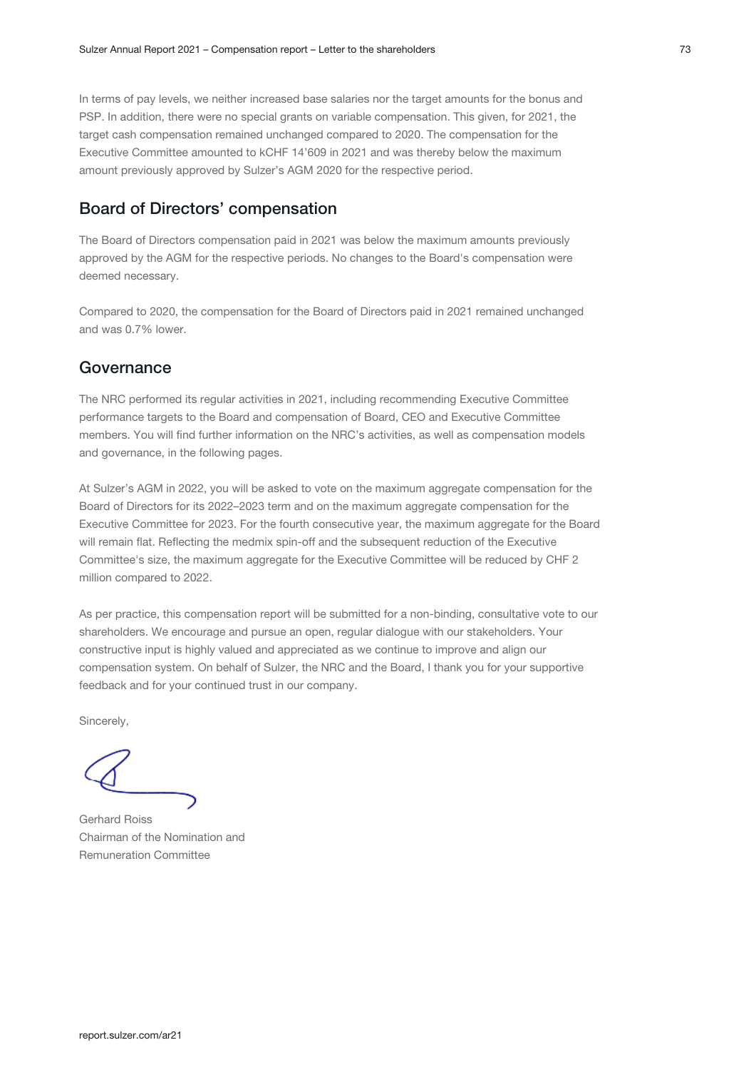In terms of pay levels, we neither increased base salaries nor the target amounts for the bonus and PSP. In addition, there were no special grants on variable compensation. This given, for 2021, the target cash compensation remained unchanged compared to 2020. The compensation for the Executive Committee amounted to kCHF 14'609 in 2021 and was thereby below the maximum amount previously approved by Sulzer's AGM 2020 for the respective period.

## Board of Directors' compensation

The Board of Directors compensation paid in 2021 was below the maximum amounts previously approved by the AGM for the respective periods. No changes to the Board's compensation were deemed necessary.

Compared to 2020, the compensation for the Board of Directors paid in 2021 remained unchanged and was 0.7% lower.

## Governance

The NRC performed its regular activities in 2021, including recommending Executive Committee performance targets to the Board and compensation of Board, CEO and Executive Committee members. You will find further information on the NRC's activities, as well as compensation models and governance, in the following pages.

At Sulzer's AGM in 2022, you will be asked to vote on the maximum aggregate compensation for the Board of Directors for its 2022–2023 term and on the maximum aggregate compensation for the Executive Committee for 2023. For the fourth consecutive year, the maximum aggregate for the Board will remain flat. Reflecting the medmix spin-off and the subsequent reduction of the Executive Committee's size, the maximum aggregate for the Executive Committee will be reduced by CHF 2 million compared to 2022.

As per practice, this compensation report will be submitted for a non-binding, consultative vote to our shareholders. We encourage and pursue an open, regular dialogue with our stakeholders. Your constructive input is highly valued and appreciated as we continue to improve and align our compensation system. On behalf of Sulzer, the NRC and the Board, I thank you for your supportive feedback and for your continued trust in our company.

Sincerely,

Gerhard Roiss
Chairman of the Nomination and Remuneration Committee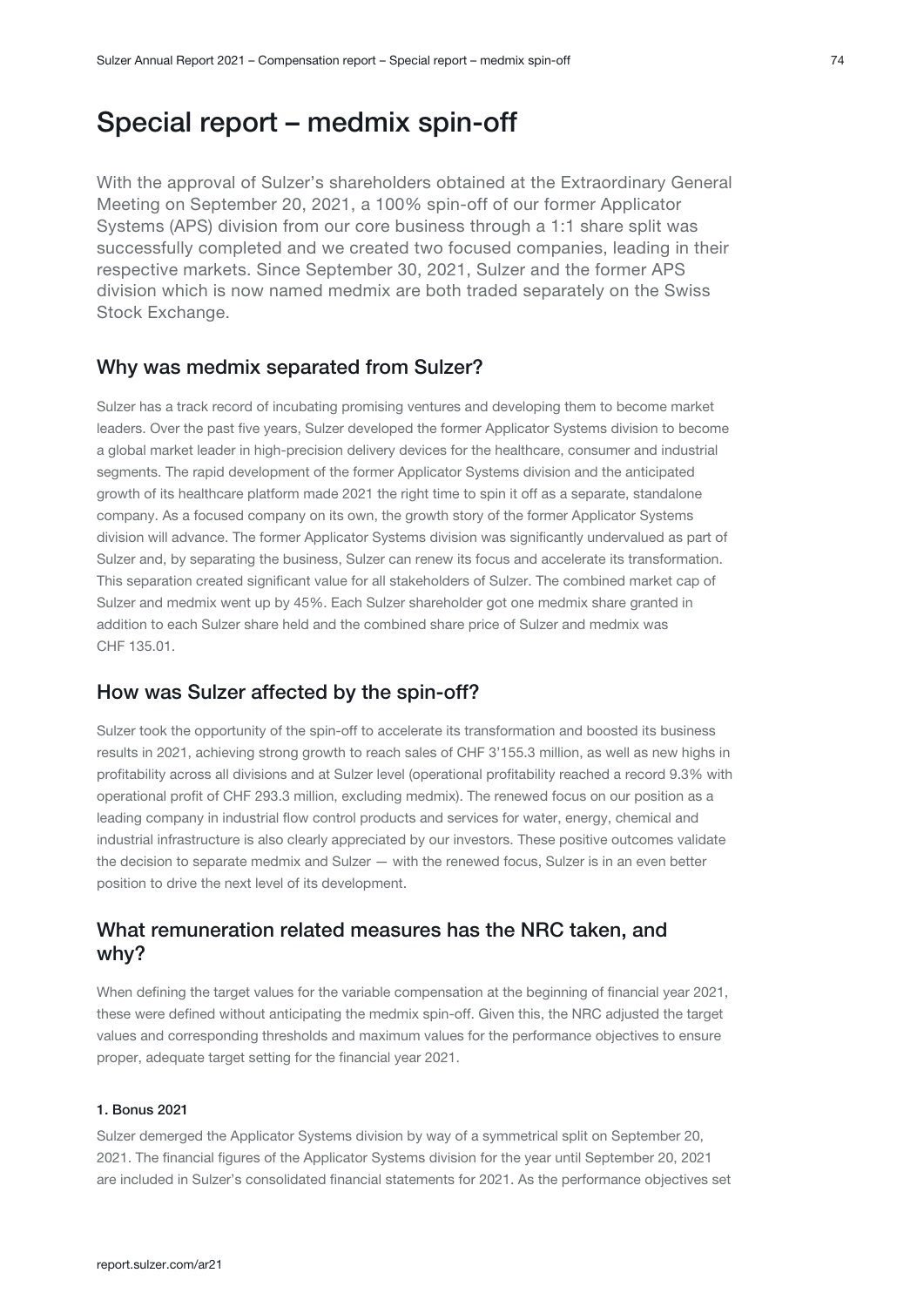# Special report – medmix spin-off

With the approval of Sulzer's shareholders obtained at the Extraordinary General Meeting on September 20, 2021, a 100% spin-off of our former Applicator Systems (APS) division from our core business through a 1:1 share split was successfully completed and we created two focused companies, leading in their respective markets. Since September 30, 2021, Sulzer and the former APS division which is now named medmix are both traded separately on the Swiss Stock Exchange.

## Why was medmix separated from Sulzer?

Sulzer has a track record of incubating promising ventures and developing them to become market leaders. Over the past five years, Sulzer developed the former Applicator Systems division to become a global market leader in high-precision delivery devices for the healthcare, consumer and industrial segments. The rapid development of the former Applicator Systems division and the anticipated growth of its healthcare platform made 2021 the right time to spin it off as a separate, standalone company. As a focused company on its own, the growth story of the former Applicator Systems division will advance. The former Applicator Systems division was significantly undervalued as part of Sulzer and, by separating the business, Sulzer can renew its focus and accelerate its transformation. This separation created significant value for all stakeholders of Sulzer. The combined market cap of Sulzer and medmix went up by 45%. Each Sulzer shareholder got one medmix share granted in addition to each Sulzer share held and the combined share price of Sulzer and medmix was CHF 135.01.

## How was Sulzer affected by the spin-off?

Sulzer took the opportunity of the spin-off to accelerate its transformation and boosted its business results in 2021, achieving strong growth to reach sales of CHF 3'155.3 million, as well as new highs in profitability across all divisions and at Sulzer level (operational profitability reached a record 9.3% with operational profit of CHF 293.3 million, excluding medmix). The renewed focus on our position as a leading company in industrial flow control products and services for water, energy, chemical and industrial infrastructure is also clearly appreciated by our investors. These positive outcomes validate the decision to separate medmix and Sulzer — with the renewed focus, Sulzer is in an even better position to drive the next level of its development.

## What remuneration related measures has the NRC taken, and why?

When defining the target values for the variable compensation at the beginning of financial year 2021, these were defined without anticipating the medmix spin-off. Given this, the NRC adjusted the target values and corresponding thresholds and maximum values for the performance objectives to ensure proper, adequate target setting for the financial year 2021.

#### 1. Bonus 2021

Sulzer demerged the Applicator Systems division by way of a symmetrical split on September 20, 2021. The financial figures of the Applicator Systems division for the year until September 20, 2021 are included in Sulzer's consolidated financial statements for 2021. As the performance objectives set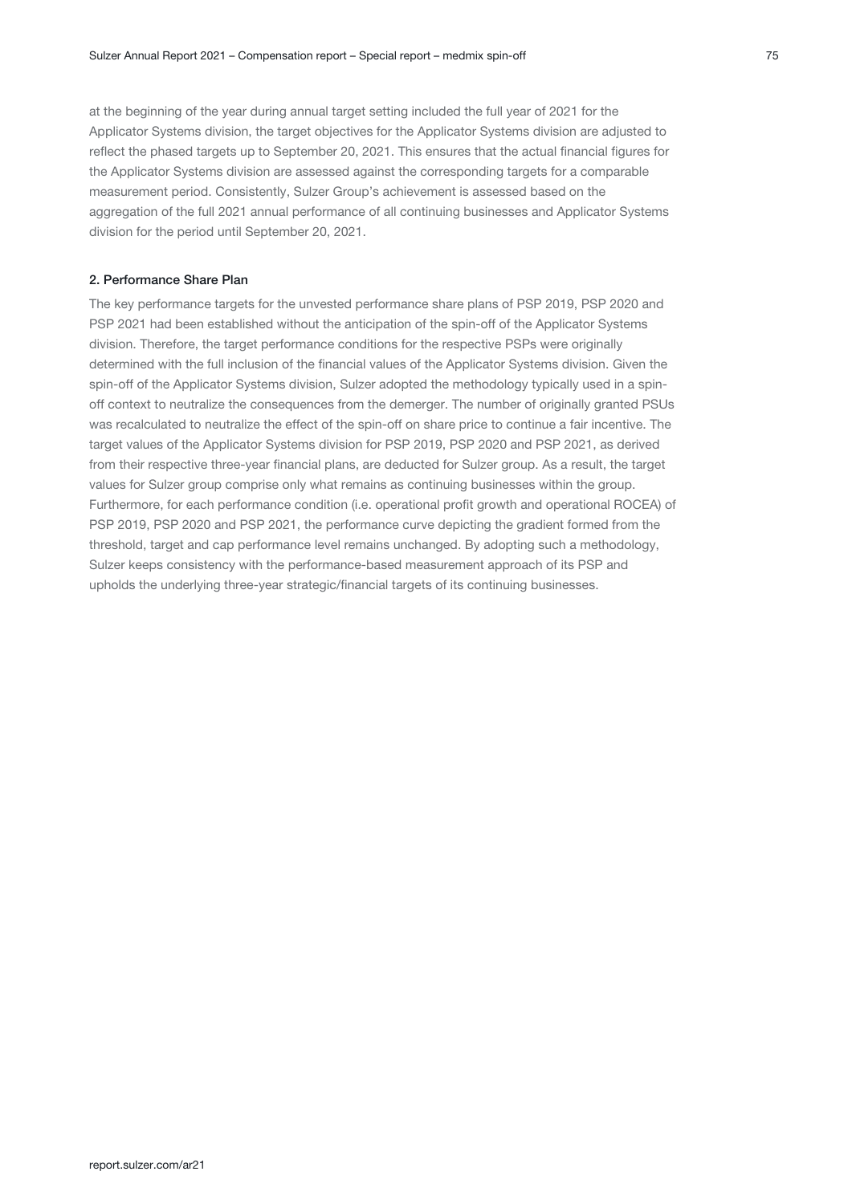at the beginning of the year during annual target setting included the full year of 2021 for the Applicator Systems division, the target objectives for the Applicator Systems division are adjusted to reflect the phased targets up to September 20, 2021. This ensures that the actual financial figures for the Applicator Systems division are assessed against the corresponding targets for a comparable measurement period. Consistently, Sulzer Group's achievement is assessed based on the aggregation of the full 2021 annual performance of all continuing businesses and Applicator Systems division for the period until September 20, 2021.

#### 2. Performance Share Plan

The key performance targets for the unvested performance share plans of PSP 2019, PSP 2020 and PSP 2021 had been established without the anticipation of the spin-off of the Applicator Systems division. Therefore, the target performance conditions for the respective PSPs were originally determined with the full inclusion of the financial values of the Applicator Systems division. Given the spin-off of the Applicator Systems division, Sulzer adopted the methodology typically used in a spin-off context to neutralize the consequences from the demerger. The number of originally granted PSUs was recalculated to neutralize the effect of the spin-off on share price to continue a fair incentive. The target values of the Applicator Systems division for PSP 2019, PSP 2020 and PSP 2021, as derived from their respective three-year financial plans, are deducted for Sulzer group. As a result, the target values for Sulzer group comprise only what remains as continuing businesses within the group. Furthermore, for each performance condition (i.e. operational profit growth and operational ROCEA) of PSP 2019, PSP 2020 and PSP 2021, the performance curve depicting the gradient formed from the threshold, target and cap performance level remains unchanged. By adopting such a methodology, Sulzer keeps consistency with the performance-based measurement approach of its PSP and upholds the underlying three-year strategic/financial targets of its continuing businesses.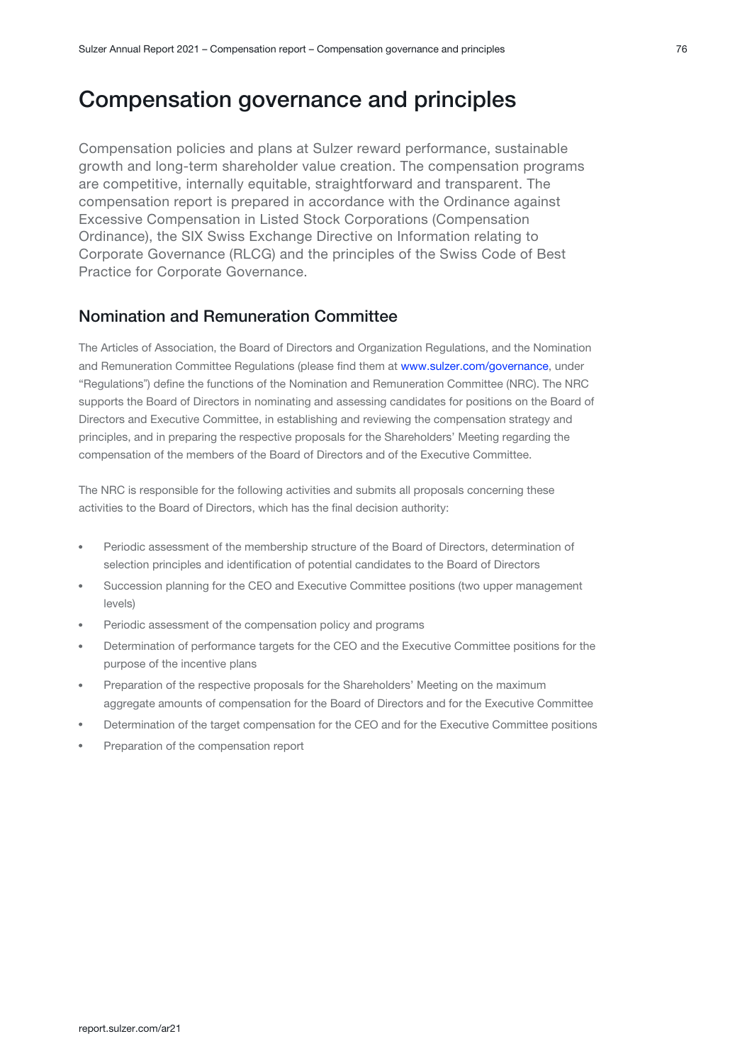# Compensation governance and principles

Compensation policies and plans at Sulzer reward performance, sustainable growth and long-term shareholder value creation. The compensation programs are competitive, internally equitable, straightforward and transparent. The compensation report is prepared in accordance with the Ordinance against Excessive Compensation in Listed Stock Corporations (Compensation Ordinance), the SIX Swiss Exchange Directive on Information relating to Corporate Governance (RLCG) and the principles of the Swiss Code of Best Practice for Corporate Governance.

## Nomination and Remuneration Committee

The Articles of Association, the Board of Directors and Organization Regulations, and the Nomination and Remuneration Committee Regulations (please find them at www.sulzer.com/governance, under "Regulations") define the functions of the Nomination and Remuneration Committee (NRC). The NRC supports the Board of Directors in nominating and assessing candidates for positions on the Board of Directors and Executive Committee, in establishing and reviewing the compensation strategy and principles, and in preparing the respective proposals for the Shareholders' Meeting regarding the compensation of the members of the Board of Directors and of the Executive Committee.

The NRC is responsible for the following activities and submits all proposals concerning these activities to the Board of Directors, which has the final decision authority:

- Periodic assessment of the membership structure of the Board of Directors, determination of selection principles and identification of potential candidates to the Board of Directors
- Succession planning for the CEO and Executive Committee positions (two upper management levels)
- Periodic assessment of the compensation policy and programs
- Determination of performance targets for the CEO and the Executive Committee positions for the purpose of the incentive plans
- Preparation of the respective proposals for the Shareholders' Meeting on the maximum aggregate amounts of compensation for the Board of Directors and for the Executive Committee
- Determination of the target compensation for the CEO and for the Executive Committee positions
- Preparation of the compensation report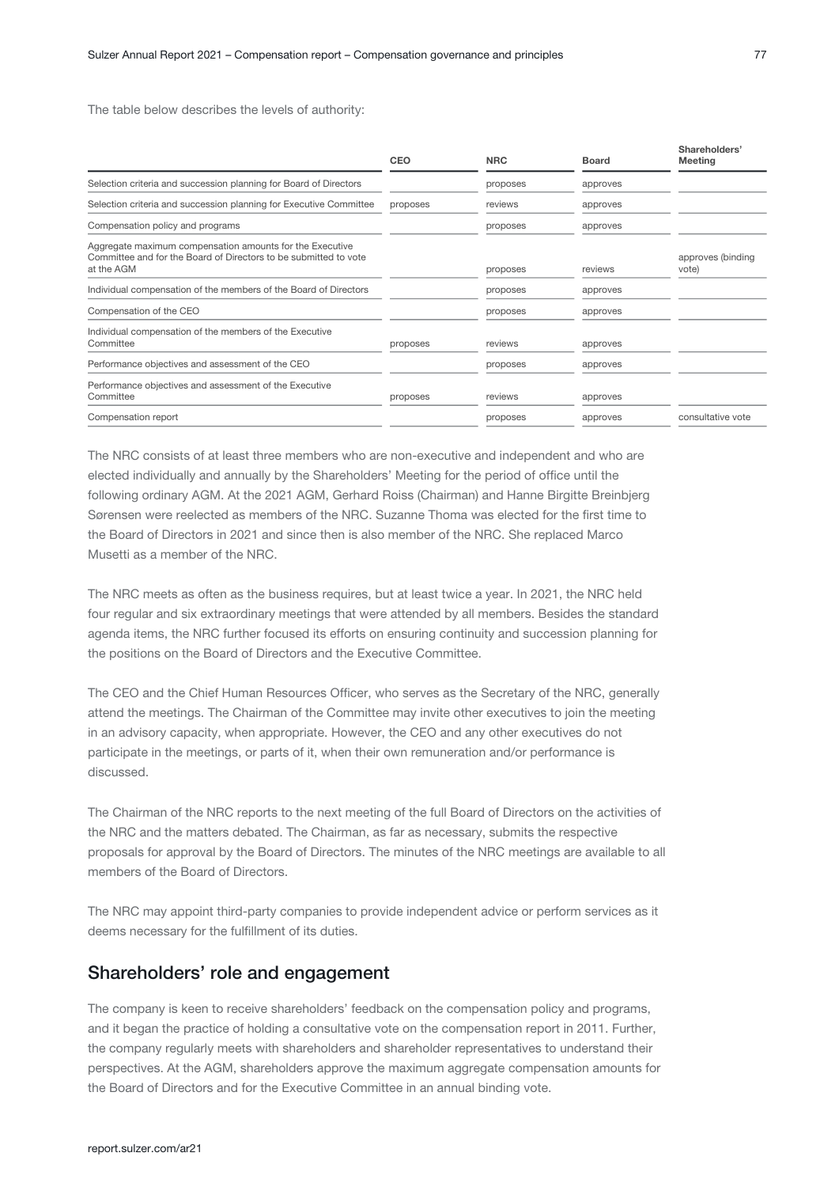The table below describes the levels of authority:

| | CEO | NRC | Board | Shareholders' Meeting |
|---|---|---|---|---|
| Selection criteria and succession planning for Board of Directors | | proposes | approves | |
| Selection criteria and succession planning for Executive Committee | proposes | reviews | approves | |
| Compensation policy and programs | | proposes | approves | |
| Aggregate maximum compensation amounts for the Executive Committee and for the Board of Directors to be submitted to vote at the AGM | | proposes | reviews | approves (binding vote) |
| Individual compensation of the members of the Board of Directors | | proposes | approves | |
| Compensation of the CEO | | proposes | approves | |
| Individual compensation of the members of the Executive Committee | proposes | reviews | approves | |
| Performance objectives and assessment of the CEO | | proposes | approves | |
| Performance objectives and assessment of the Executive Committee | proposes | reviews | approves | |
| Compensation report | | proposes | approves | consultative vote |

The NRC consists of at least three members who are non-executive and independent and who are elected individually and annually by the Shareholders' Meeting for the period of office until the following ordinary AGM. At the 2021 AGM, Gerhard Roiss (Chairman) and Hanne Birgitte Breinbjerg Sørensen were reelected as members of the NRC. Suzanne Thoma was elected for the first time to the Board of Directors in 2021 and since then is also member of the NRC. She replaced Marco Musetti as a member of the NRC.

The NRC meets as often as the business requires, but at least twice a year. In 2021, the NRC held four regular and six extraordinary meetings that were attended by all members. Besides the standard agenda items, the NRC further focused its efforts on ensuring continuity and succession planning for the positions on the Board of Directors and the Executive Committee.

The CEO and the Chief Human Resources Officer, who serves as the Secretary of the NRC, generally attend the meetings. The Chairman of the Committee may invite other executives to join the meeting in an advisory capacity, when appropriate. However, the CEO and any other executives do not participate in the meetings, or parts of it, when their own remuneration and/or performance is discussed.

The Chairman of the NRC reports to the next meeting of the full Board of Directors on the activities of the NRC and the matters debated. The Chairman, as far as necessary, submits the respective proposals for approval by the Board of Directors. The minutes of the NRC meetings are available to all members of the Board of Directors.

The NRC may appoint third-party companies to provide independent advice or perform services as it deems necessary for the fulfillment of its duties.

## Shareholders' role and engagement

The company is keen to receive shareholders' feedback on the compensation policy and programs, and it began the practice of holding a consultative vote on the compensation report in 2011. Further, the company regularly meets with shareholders and shareholder representatives to understand their perspectives. At the AGM, shareholders approve the maximum aggregate compensation amounts for the Board of Directors and for the Executive Committee in an annual binding vote.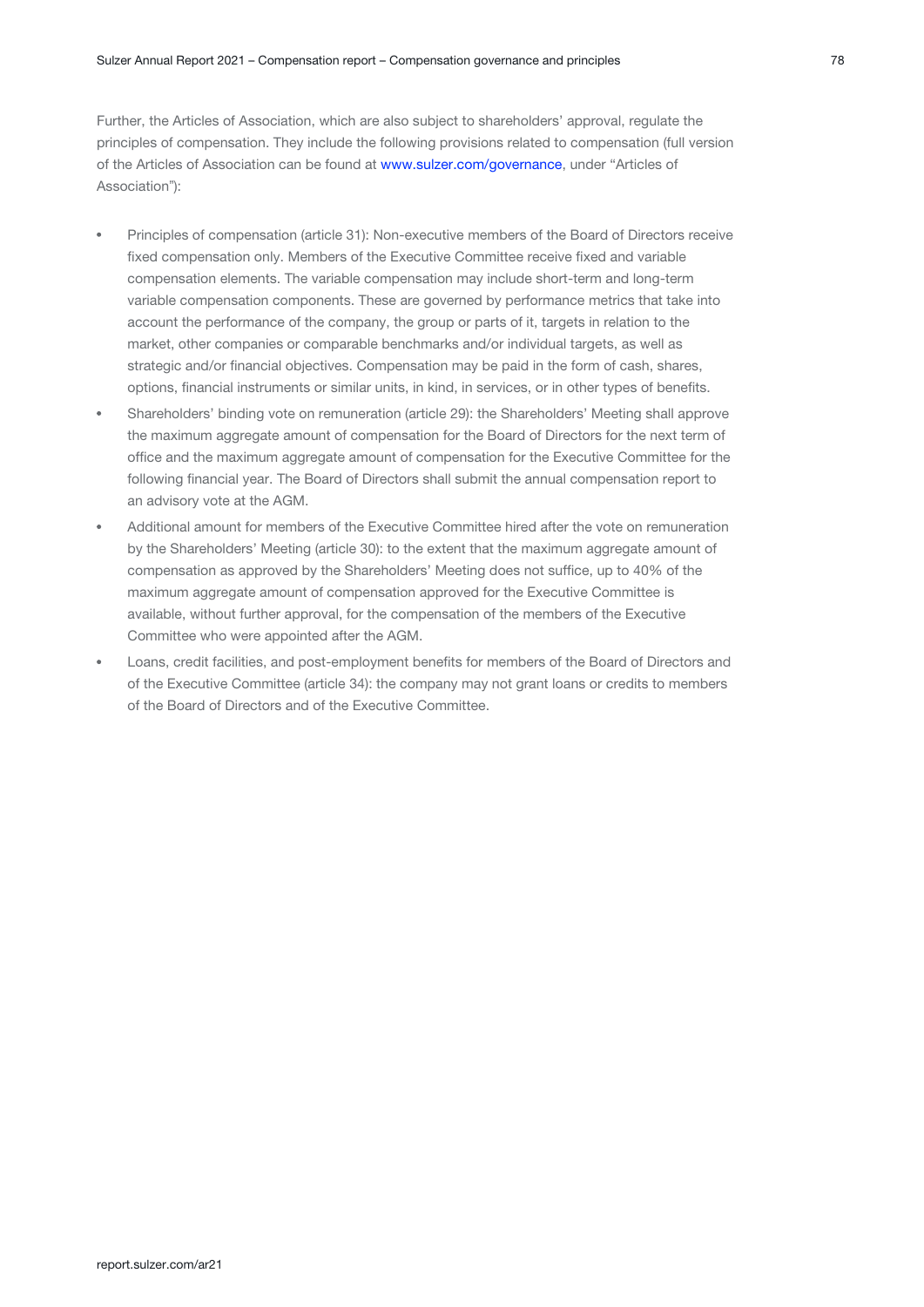Further, the Articles of Association, which are also subject to shareholders' approval, regulate the principles of compensation. They include the following provisions related to compensation (full version of the Articles of Association can be found at www.sulzer.com/governance, under "Articles of Association"):

- Principles of compensation (article 31): Non-executive members of the Board of Directors receive fixed compensation only. Members of the Executive Committee receive fixed and variable compensation elements. The variable compensation may include short-term and long-term variable compensation components. These are governed by performance metrics that take into account the performance of the company, the group or parts of it, targets in relation to the market, other companies or comparable benchmarks and/or individual targets, as well as strategic and/or financial objectives. Compensation may be paid in the form of cash, shares, options, financial instruments or similar units, in kind, in services, or in other types of benefits.
- Shareholders' binding vote on remuneration (article 29): the Shareholders' Meeting shall approve the maximum aggregate amount of compensation for the Board of Directors for the next term of office and the maximum aggregate amount of compensation for the Executive Committee for the following financial year. The Board of Directors shall submit the annual compensation report to an advisory vote at the AGM.
- Additional amount for members of the Executive Committee hired after the vote on remuneration by the Shareholders' Meeting (article 30): to the extent that the maximum aggregate amount of compensation as approved by the Shareholders' Meeting does not suffice, up to 40% of the maximum aggregate amount of compensation approved for the Executive Committee is available, without further approval, for the compensation of the members of the Executive Committee who were appointed after the AGM.
- Loans, credit facilities, and post-employment benefits for members of the Board of Directors and of the Executive Committee (article 34): the company may not grant loans or credits to members of the Board of Directors and of the Executive Committee.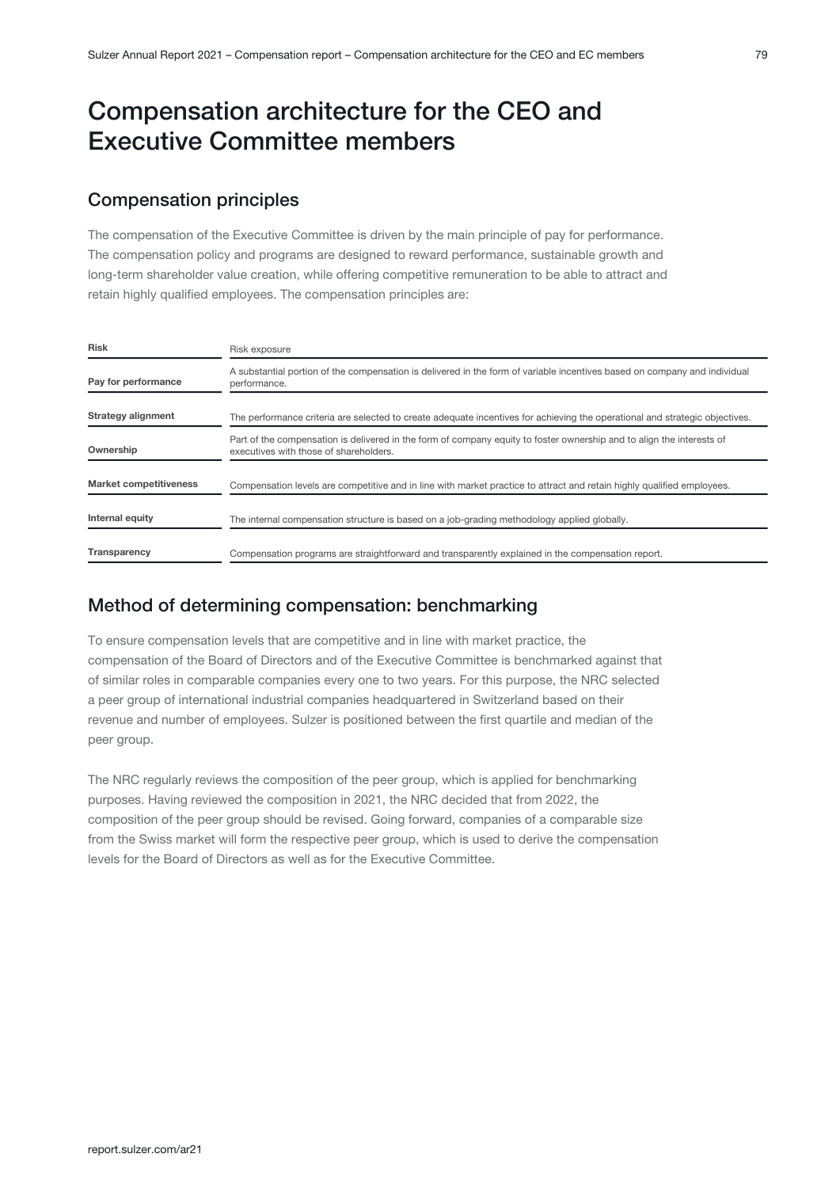# Compensation architecture for the CEO and Executive Committee members

## Compensation principles

The compensation of the Executive Committee is driven by the main principle of pay for performance. The compensation policy and programs are designed to reward performance, sustainable growth and long-term shareholder value creation, while offering competitive remuneration to be able to attract and retain highly qualified employees. The compensation principles are:

| Risk | Risk exposure |
| --- | --- |
| **Pay for performance** | A substantial portion of the compensation is delivered in the form of variable incentives based on company and individual performance. |
| **Strategy alignment** | The performance criteria are selected to create adequate incentives for achieving the operational and strategic objectives. |
| **Ownership** | Part of the compensation is delivered in the form of company equity to foster ownership and to align the interests of executives with those of shareholders. |
| **Market competitiveness** | Compensation levels are competitive and in line with market practice to attract and retain highly qualified employees. |
| **Internal equity** | The internal compensation structure is based on a job-grading methodology applied globally. |
| **Transparency** | Compensation programs are straightforward and transparently explained in the compensation report. |

## Method of determining compensation: benchmarking

To ensure compensation levels that are competitive and in line with market practice, the compensation of the Board of Directors and of the Executive Committee is benchmarked against that of similar roles in comparable companies every one to two years. For this purpose, the NRC selected a peer group of international industrial companies headquartered in Switzerland based on their revenue and number of employees. Sulzer is positioned between the first quartile and median of the peer group.

The NRC regularly reviews the composition of the peer group, which is applied for benchmarking purposes. Having reviewed the composition in 2021, the NRC decided that from 2022, the composition of the peer group should be revised. Going forward, companies of a comparable size from the Swiss market will form the respective peer group, which is used to derive the compensation levels for the Board of Directors as well as for the Executive Committee.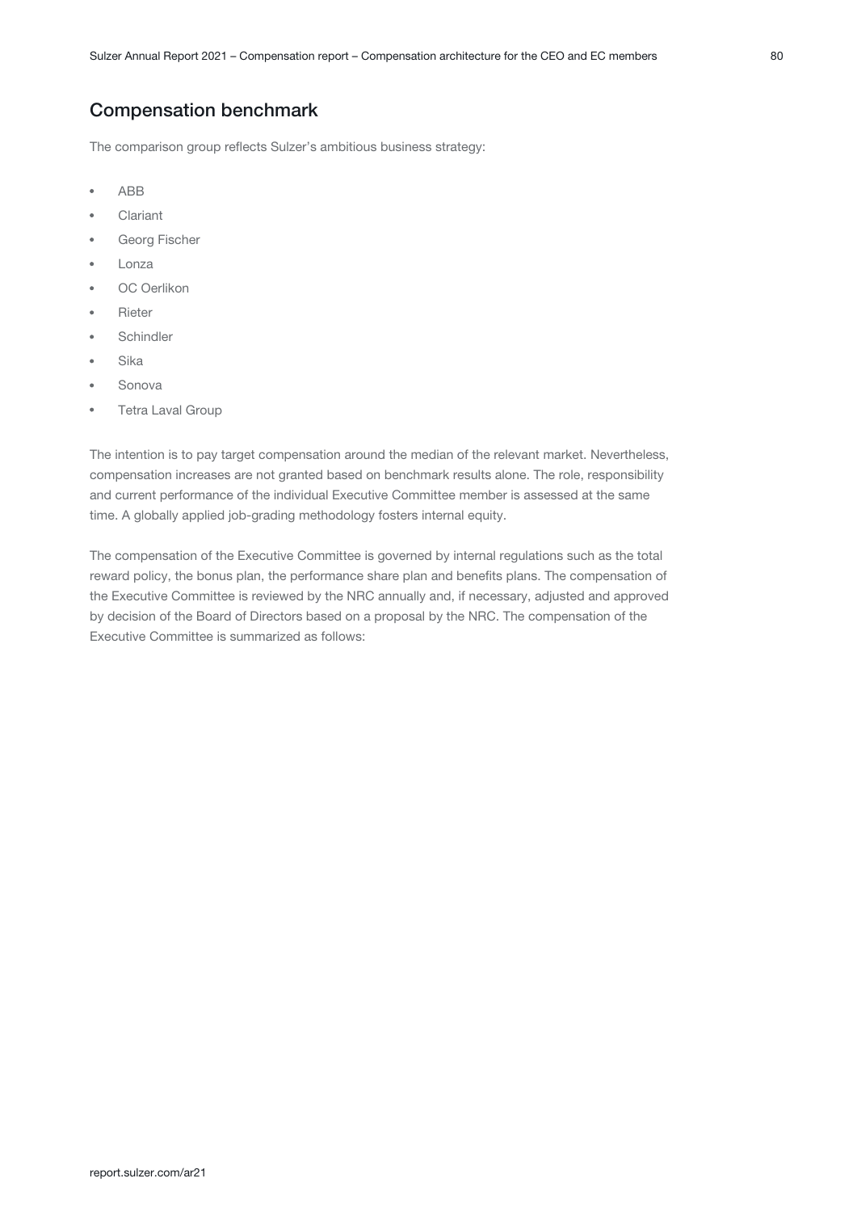## Compensation benchmark

The comparison group reflects Sulzer's ambitious business strategy:

- ABB
- Clariant
- Georg Fischer
- Lonza
- OC Oerlikon
- Rieter
- Schindler
- Sika
- Sonova
- Tetra Laval Group

The intention is to pay target compensation around the median of the relevant market. Nevertheless, compensation increases are not granted based on benchmark results alone. The role, responsibility and current performance of the individual Executive Committee member is assessed at the same time. A globally applied job-grading methodology fosters internal equity.

The compensation of the Executive Committee is governed by internal regulations such as the total reward policy, the bonus plan, the performance share plan and benefits plans. The compensation of the Executive Committee is reviewed by the NRC annually and, if necessary, adjusted and approved by decision of the Board of Directors based on a proposal by the NRC. The compensation of the Executive Committee is summarized as follows: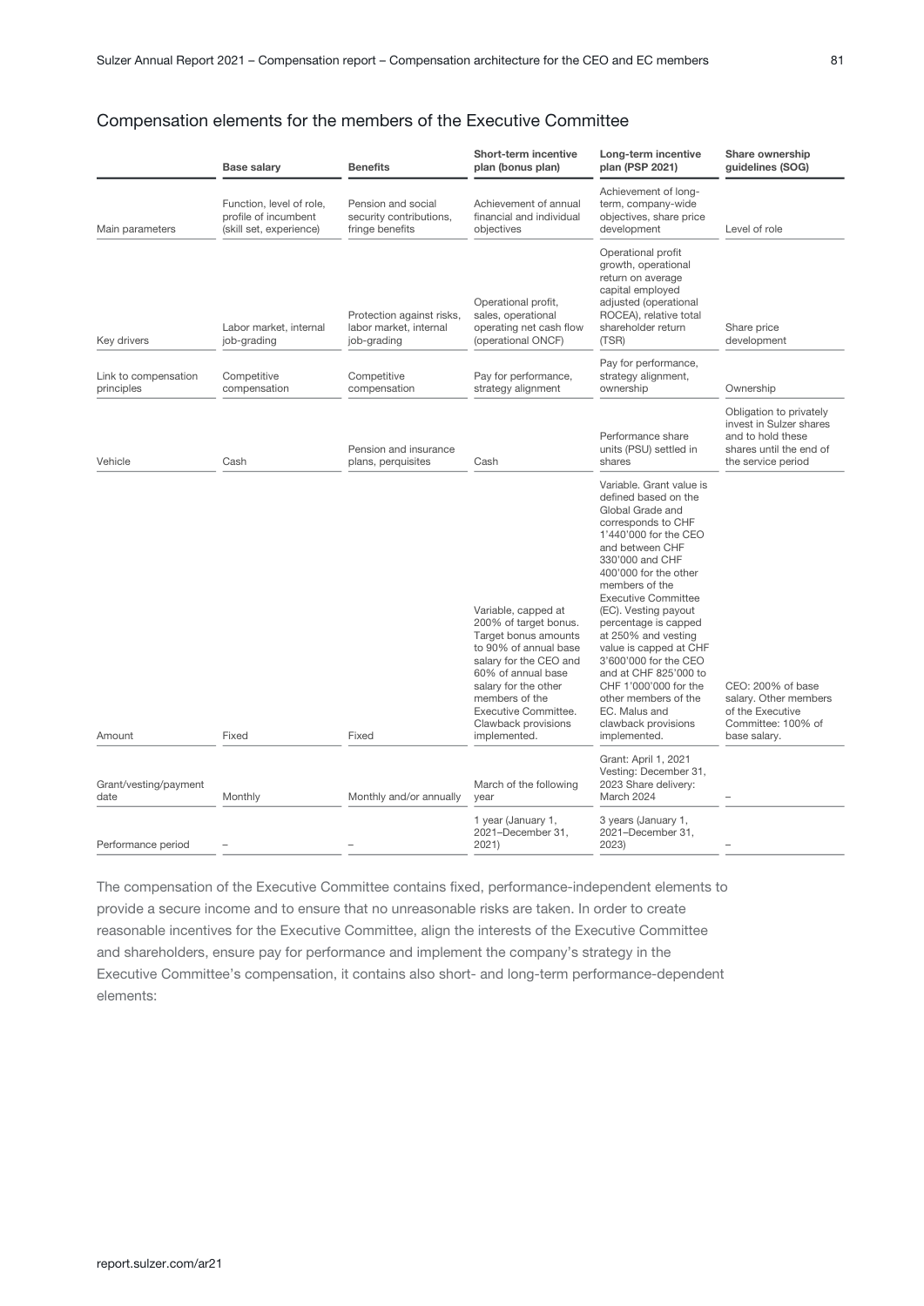## Compensation elements for the members of the Executive Committee

| | Base salary | Benefits | Short-term incentive plan (bonus plan) | Long-term incentive plan (PSP 2021) | Share ownership guidelines (SOG) |
|---|---|---|---|---|---|
| Main parameters | Function, level of role, profile of incumbent (skill set, experience) | Pension and social security contributions, fringe benefits | Achievement of annual financial and individual objectives | Achievement of long-term, company-wide objectives, share price development | Level of role |
| Key drivers | Labor market, internal job-grading | Protection against risks, labor market, internal job-grading | Operational profit, sales, operational operating net cash flow (operational ONCF) | Operational profit growth, operational return on average capital employed adjusted (operational ROCEA), relative total shareholder return (TSR) | Share price development |
| Link to compensation principles | Competitive compensation | Competitive compensation | Pay for performance, strategy alignment | Pay for performance, strategy alignment, ownership | Ownership |
| Vehicle | Cash | Pension and insurance plans, perquisites | Cash | Performance share units (PSU) settled in shares | Obligation to privately invest in Sulzer shares and to hold these shares until the end of the service period |
| Amount | Fixed | Fixed | Variable, capped at 200% of target bonus. Target bonus amounts to 90% of annual base salary for the CEO and 60% of annual base salary for the other members of the Executive Committee. Clawback provisions implemented. | Variable. Grant value is defined based on the Global Grade and corresponds to CHF 1'440'000 for the CEO and between CHF 330'000 and CHF 400'000 for the other members of the Executive Committee (EC). Vesting payout percentage is capped at 250% and vesting value is capped at CHF 3'600'000 for the CEO and at CHF 825'000 to CHF 1'000'000 for the other members of the EC. Malus and clawback provisions implemented. | CEO: 200% of base salary. Other members of the Executive Committee: 100% of base salary. |
| Grant/vesting/payment date | Monthly | Monthly and/or annually | March of the following year | Grant: April 1, 2021 Vesting: December 31, 2023 Share delivery: March 2024 | – |
| Performance period | – | – | 1 year (January 1, 2021–December 31, 2021) | 3 years (January 1, 2021–December 31, 2023) | – |

The compensation of the Executive Committee contains fixed, performance-independent elements to provide a secure income and to ensure that no unreasonable risks are taken. In order to create reasonable incentives for the Executive Committee, align the interests of the Executive Committee and shareholders, ensure pay for performance and implement the company's strategy in the Executive Committee's compensation, it contains also short- and long-term performance-dependent elements: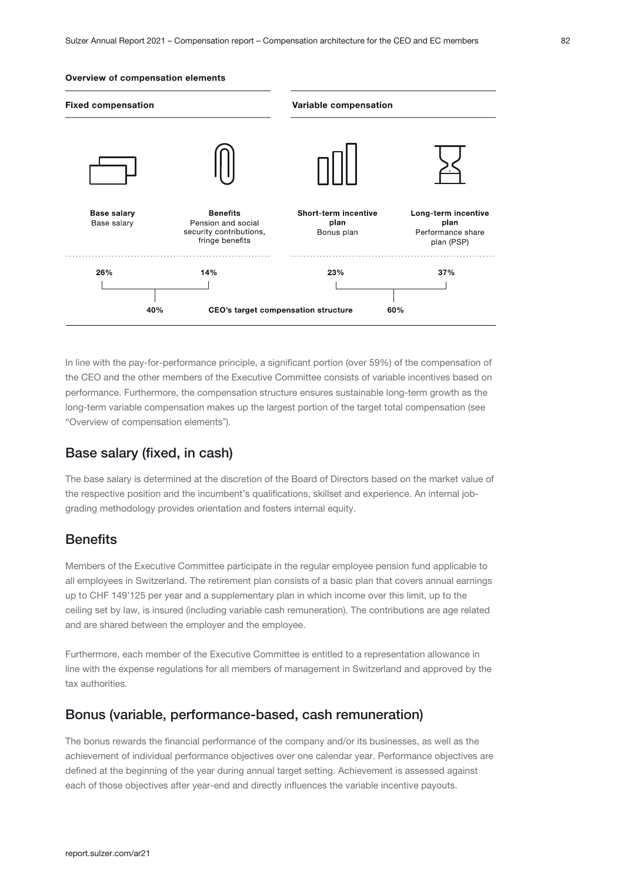**Overview of compensation elements**

| Fixed compensation | | Variable compensation | |
|---|---|---|---|
| **Base salary**<br>Base salary | **Benefits**<br>Pension and social security contributions, fringe benefits | **Short-term incentive plan**<br>Bonus plan | **Long-term incentive plan**<br>Performance share plan (PSP) |
| 26% | 14% | 23% | 37% |
| 40% | | 60% | |

**CEO's target compensation structure**

In line with the pay-for-performance principle, a significant portion (over 59%) of the compensation of the CEO and the other members of the Executive Committee consists of variable incentives based on performance. Furthermore, the compensation structure ensures sustainable long-term growth as the long-term variable compensation makes up the largest portion of the target total compensation (see "Overview of compensation elements").

## Base salary (fixed, in cash)

The base salary is determined at the discretion of the Board of Directors based on the market value of the respective position and the incumbent's qualifications, skillset and experience. An internal job-grading methodology provides orientation and fosters internal equity.

## Benefits

Members of the Executive Committee participate in the regular employee pension fund applicable to all employees in Switzerland. The retirement plan consists of a basic plan that covers annual earnings up to CHF 149'125 per year and a supplementary plan in which income over this limit, up to the ceiling set by law, is insured (including variable cash remuneration). The contributions are age related and are shared between the employer and the employee.

Furthermore, each member of the Executive Committee is entitled to a representation allowance in line with the expense regulations for all members of management in Switzerland and approved by the tax authorities.

## Bonus (variable, performance-based, cash remuneration)

The bonus rewards the financial performance of the company and/or its businesses, as well as the achievement of individual performance objectives over one calendar year. Performance objectives are defined at the beginning of the year during annual target setting. Achievement is assessed against each of those objectives after year-end and directly influences the variable incentive payouts.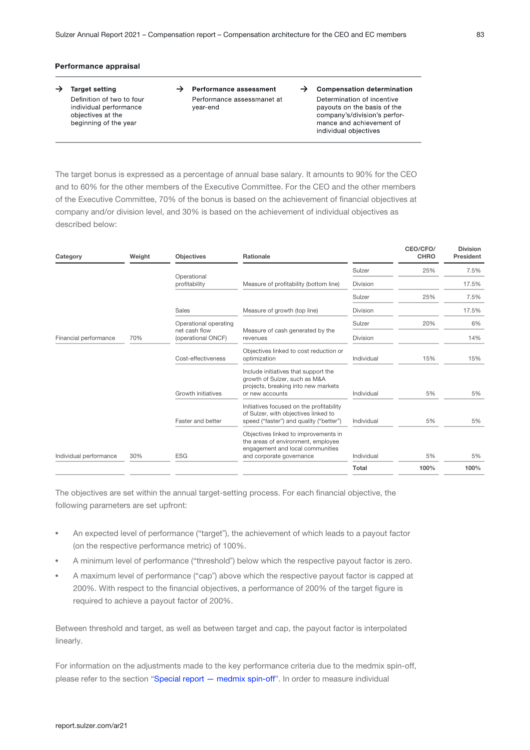### Performance appraisal

| → Target setting | → Performance assessment | → Compensation determination |
|---|---|---|
| Definition of two to four individual performance objectives at the beginning of the year | Performance assessmanet at year-end | Determination of incentive payouts on the basis of the company's/division's perfor-mance and achievement of individual objectives |

The target bonus is expressed as a percentage of annual base salary. It amounts to 90% for the CEO and to 60% for the other members of the Executive Committee. For the CEO and the other members of the Executive Committee, 70% of the bonus is based on the achievement of financial objectives at company and/or division level, and 30% is based on the achievement of individual objectives as described below:

| Category | Weight | Objectives | Rationale | | CEO/CFO/ CHRO | Division President |
|---|---|---|---|---|---|---|
| | | Operational profitability | Measure of profitability (bottom line) | Sulzer | 25% | 7.5% |
| | | | | Division | | 17.5% |
| | | Sales | Measure of growth (top line) | Sulzer | 25% | 7.5% |
| | | | | Division | | 17.5% |
| Financial performance | 70% | Operational operating net cash flow (operational ONCF) | Measure of cash generated by the revenues | Sulzer | 20% | 6% |
| | | | | Division | | 14% |
| | | Cost-effectiveness | Objectives linked to cost reduction or optimization | Individual | 15% | 15% |
| | | Growth initiatives | Include initiatives that support the growth of Sulzer, such as M&A projects, breaking into new markets or new accounts | Individual | 5% | 5% |
| | | Faster and better | Initiatives focused on the profitability of Sulzer, with objectives linked to speed ("faster") and quality ("better") | Individual | 5% | 5% |
| Individual performance | 30% | ESG | Objectives linked to improvements in the areas of environment, employee engagement and local communities and corporate governance | Individual | 5% | 5% |
| | | | | **Total** | **100%** | **100%** |

The objectives are set within the annual target-setting process. For each financial objective, the following parameters are set upfront:

- An expected level of performance ("target"), the achievement of which leads to a payout factor (on the respective performance metric) of 100%.
- A minimum level of performance ("threshold") below which the respective payout factor is zero.
- A maximum level of performance ("cap") above which the respective payout factor is capped at 200%. With respect to the financial objectives, a performance of 200% of the target figure is required to achieve a payout factor of 200%.

Between threshold and target, as well as between target and cap, the payout factor is interpolated linearly.

For information on the adjustments made to the key performance criteria due to the medmix spin-off, please refer to the section "Special report — medmix spin-off". In order to measure individual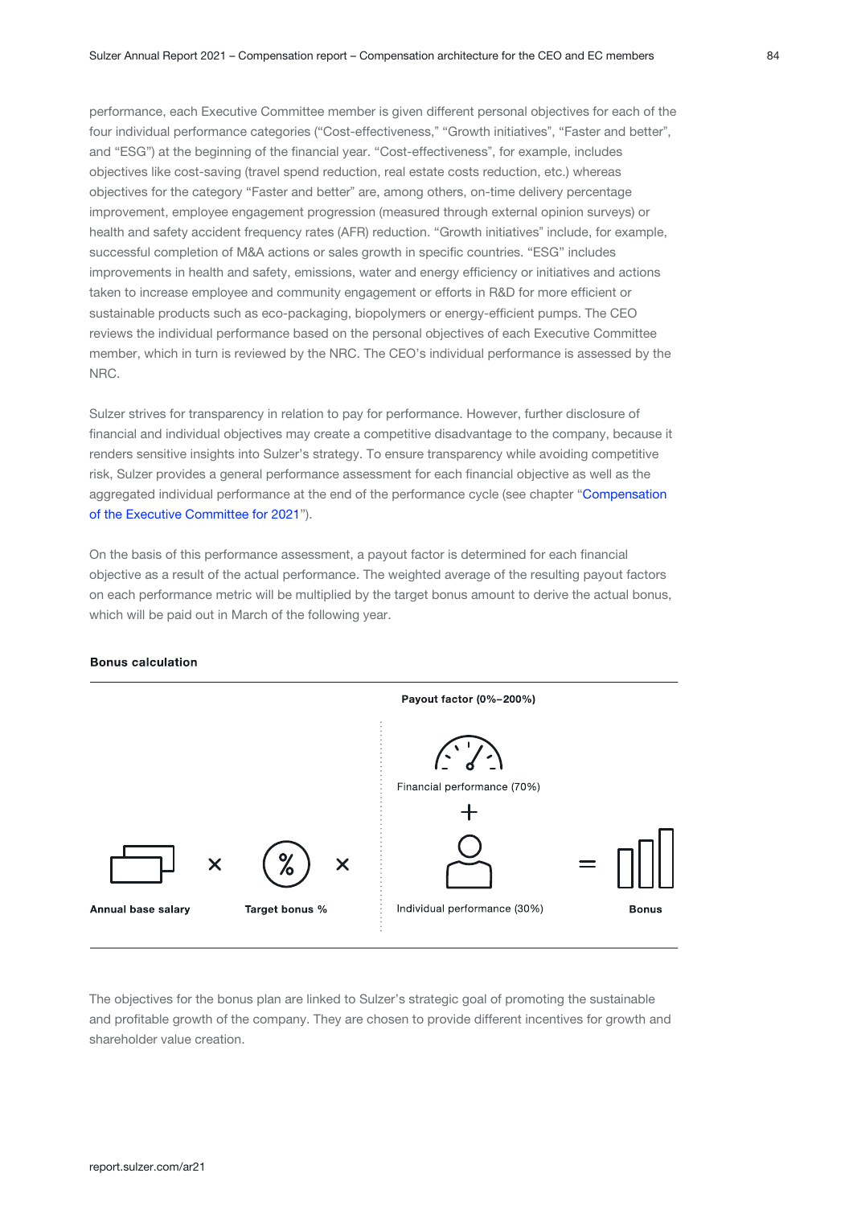performance, each Executive Committee member is given different personal objectives for each of the four individual performance categories (“Cost-effectiveness,” “Growth initiatives”, “Faster and better”, and “ESG”) at the beginning of the financial year. “Cost-effectiveness”, for example, includes objectives like cost-saving (travel spend reduction, real estate costs reduction, etc.) whereas objectives for the category “Faster and better” are, among others, on-time delivery percentage improvement, employee engagement progression (measured through external opinion surveys) or health and safety accident frequency rates (AFR) reduction. “Growth initiatives” include, for example, successful completion of M&A actions or sales growth in specific countries. “ESG” includes improvements in health and safety, emissions, water and energy efficiency or initiatives and actions taken to increase employee and community engagement or efforts in R&D for more efficient or sustainable products such as eco-packaging, biopolymers or energy-efficient pumps. The CEO reviews the individual performance based on the personal objectives of each Executive Committee member, which in turn is reviewed by the NRC. The CEO’s individual performance is assessed by the NRC.

Sulzer strives for transparency in relation to pay for performance. However, further disclosure of financial and individual objectives may create a competitive disadvantage to the company, because it renders sensitive insights into Sulzer’s strategy. To ensure transparency while avoiding competitive risk, Sulzer provides a general performance assessment for each financial objective as well as the aggregated individual performance at the end of the performance cycle (see chapter “Compensation of the Executive Committee for 2021”).

On the basis of this performance assessment, a payout factor is determined for each financial objective as a result of the actual performance. The weighted average of the resulting payout factors on each performance metric will be multiplied by the target bonus amount to derive the actual bonus, which will be paid out in March of the following year.

**Bonus calculation**

**Annual base salary** × **Target bonus %** × **Payout factor (0%–200%)** [Financial performance (70%) + Individual performance (30%)] = **Bonus**

The objectives for the bonus plan are linked to Sulzer’s strategic goal of promoting the sustainable and profitable growth of the company. They are chosen to provide different incentives for growth and shareholder value creation.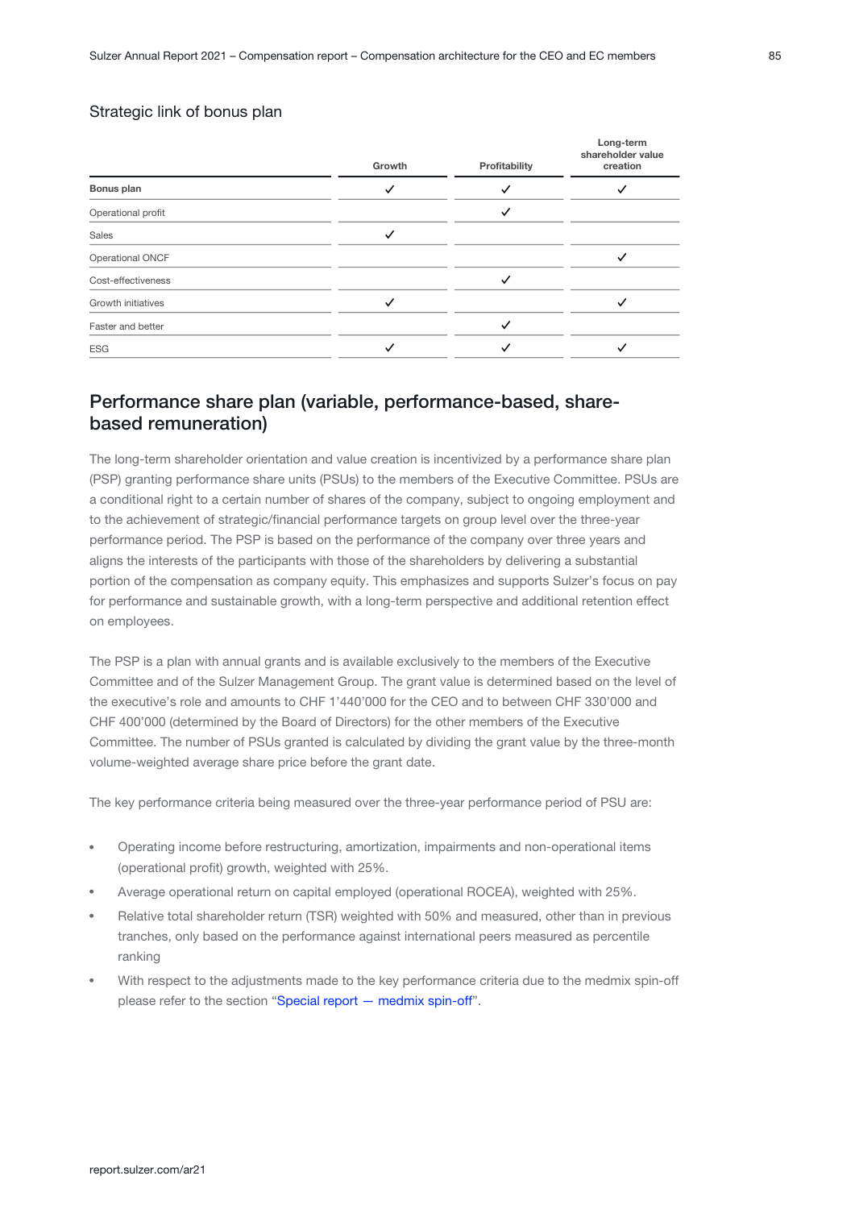### Strategic link of bonus plan

| | Growth | Profitability | Long-term shareholder value creation |
|---|---|---|---|
| **Bonus plan** | ✓ | ✓ | ✓ |
| Operational profit | | ✓ | |
| Sales | ✓ | | |
| Operational ONCF | | | ✓ |
| Cost-effectiveness | | ✓ | |
| Growth initiatives | ✓ | | ✓ |
| Faster and better | | ✓ | |
| ESG | ✓ | ✓ | ✓ |

## Performance share plan (variable, performance-based, share-based remuneration)

The long-term shareholder orientation and value creation is incentivized by a performance share plan (PSP) granting performance share units (PSUs) to the members of the Executive Committee. PSUs are a conditional right to a certain number of shares of the company, subject to ongoing employment and to the achievement of strategic/financial performance targets on group level over the three-year performance period. The PSP is based on the performance of the company over three years and aligns the interests of the participants with those of the shareholders by delivering a substantial portion of the compensation as company equity. This emphasizes and supports Sulzer's focus on pay for performance and sustainable growth, with a long-term perspective and additional retention effect on employees.

The PSP is a plan with annual grants and is available exclusively to the members of the Executive Committee and of the Sulzer Management Group. The grant value is determined based on the level of the executive's role and amounts to CHF 1'440'000 for the CEO and to between CHF 330'000 and CHF 400'000 (determined by the Board of Directors) for the other members of the Executive Committee. The number of PSUs granted is calculated by dividing the grant value by the three-month volume-weighted average share price before the grant date.

The key performance criteria being measured over the three-year performance period of PSU are:

- Operating income before restructuring, amortization, impairments and non-operational items (operational profit) growth, weighted with 25%.
- Average operational return on capital employed (operational ROCEA), weighted with 25%.
- Relative total shareholder return (TSR) weighted with 50% and measured, other than in previous tranches, only based on the performance against international peers measured as percentile ranking
- With respect to the adjustments made to the key performance criteria due to the medmix spin-off please refer to the section "Special report — medmix spin-off".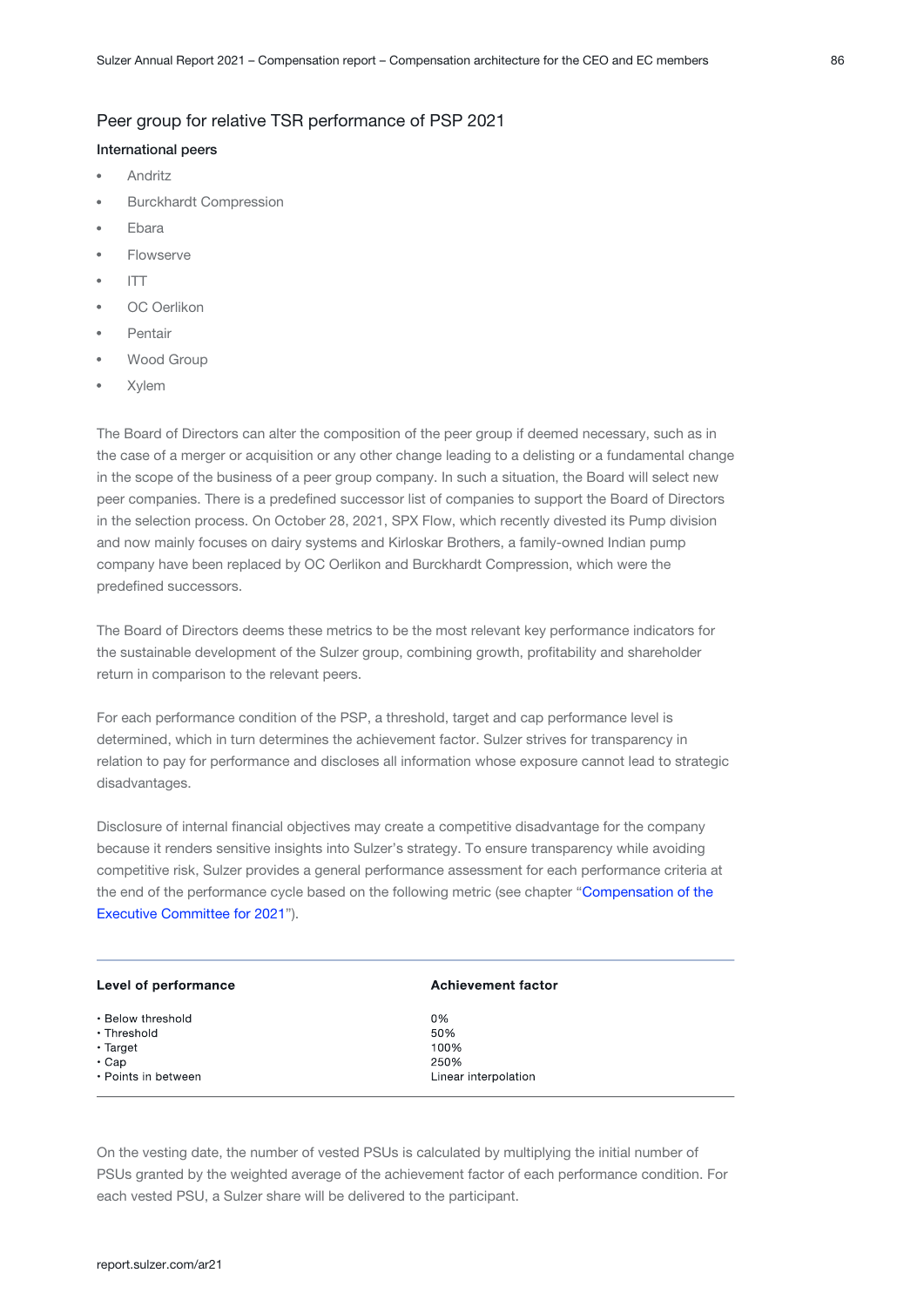## Peer group for relative TSR performance of PSP 2021

### International peers

- Andritz
- Burckhardt Compression
- Ebara
- Flowserve
- ITT
- OC Oerlikon
- Pentair
- Wood Group
- Xylem

The Board of Directors can alter the composition of the peer group if deemed necessary, such as in the case of a merger or acquisition or any other change leading to a delisting or a fundamental change in the scope of the business of a peer group company. In such a situation, the Board will select new peer companies. There is a predefined successor list of companies to support the Board of Directors in the selection process. On October 28, 2021, SPX Flow, which recently divested its Pump division and now mainly focuses on dairy systems and Kirloskar Brothers, a family-owned Indian pump company have been replaced by OC Oerlikon and Burckhardt Compression, which were the predefined successors.

The Board of Directors deems these metrics to be the most relevant key performance indicators for the sustainable development of the Sulzer group, combining growth, profitability and shareholder return in comparison to the relevant peers.

For each performance condition of the PSP, a threshold, target and cap performance level is determined, which in turn determines the achievement factor. Sulzer strives for transparency in relation to pay for performance and discloses all information whose exposure cannot lead to strategic disadvantages.

Disclosure of internal financial objectives may create a competitive disadvantage for the company because it renders sensitive insights into Sulzer's strategy. To ensure transparency while avoiding competitive risk, Sulzer provides a general performance assessment for each performance criteria at the end of the performance cycle based on the following metric (see chapter "Compensation of the Executive Committee for 2021").

| Level of performance | Achievement factor |
|---|---|
| • Below threshold | 0% |
| • Threshold | 50% |
| • Target | 100% |
| • Cap | 250% |
| • Points in between | Linear interpolation |

On the vesting date, the number of vested PSUs is calculated by multiplying the initial number of PSUs granted by the weighted average of the achievement factor of each performance condition. For each vested PSU, a Sulzer share will be delivered to the participant.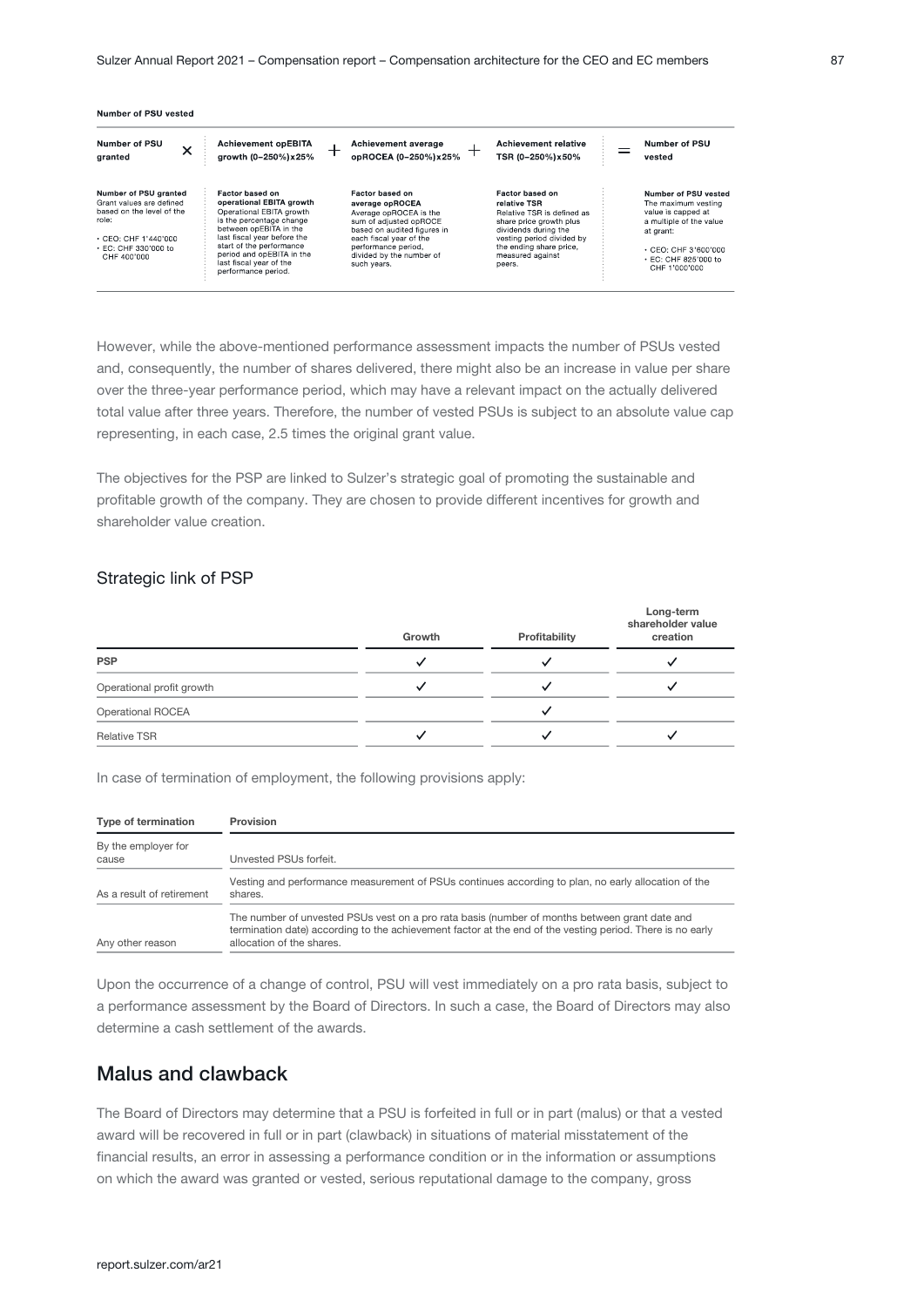**Number of PSU vested**

| Number of PSU granted | × | Achievement opEBITA growth (0–250%) x 25% | + | Achievement average opROCEA (0–250%) x 25% | + | Achievement relative TSR (0–250%) x 50% | = | Number of PSU vested |
|---|---|---|---|---|---|---|---|---|
| **Number of PSU granted** Grant values are defined based on the level of the role: • CEO: CHF 1'440'000 • EC: CHF 330'000 to CHF 400'000 | | **Factor based on operational EBITA growth** Operational EBITA growth is the percentage change between opEBITA in the last fiscal year before the start of the performance period and opEBITA in the last fiscal year of the performance period. | | **Factor based on average opROCEA** Average opROCEA is the sum of adjusted opROCE based on audited figures in each fiscal year of the performance period, divided by the number of such years. | | **Factor based on relative TSR** Relative TSR is defined as share price growth plus dividends during the vesting period divided by the ending share price, measured against peers. | | **Number of PSU vested** The maximum vesting value is capped at a multiple of the value at grant: • CEO: CHF 3'600'000 • EC: CHF 825'000 to CHF 1'000'000 |

However, while the above-mentioned performance assessment impacts the number of PSUs vested and, consequently, the number of shares delivered, there might also be an increase in value per share over the three-year performance period, which may have a relevant impact on the actually delivered total value after three years. Therefore, the number of vested PSUs is subject to an absolute value cap representing, in each case, 2.5 times the original grant value.

The objectives for the PSP are linked to Sulzer's strategic goal of promoting the sustainable and profitable growth of the company. They are chosen to provide different incentives for growth and shareholder value creation.

## Strategic link of PSP

| | Growth | Profitability | Long-term shareholder value creation |
|---|---|---|---|
| **PSP** | ✓ | ✓ | ✓ |
| Operational profit growth | ✓ | ✓ | ✓ |
| Operational ROCEA | | ✓ | |
| Relative TSR | ✓ | ✓ | ✓ |

In case of termination of employment, the following provisions apply:

| Type of termination | Provision |
|---|---|
| By the employer for cause | Unvested PSUs forfeit. |
| As a result of retirement | Vesting and performance measurement of PSUs continues according to plan, no early allocation of the shares. |
| Any other reason | The number of unvested PSUs vest on a pro rata basis (number of months between grant date and termination date) according to the achievement factor at the end of the vesting period. There is no early allocation of the shares. |

Upon the occurrence of a change of control, PSU will vest immediately on a pro rata basis, subject to a performance assessment by the Board of Directors. In such a case, the Board of Directors may also determine a cash settlement of the awards.

## Malus and clawback

The Board of Directors may determine that a PSU is forfeited in full or in part (malus) or that a vested award will be recovered in full or in part (clawback) in situations of material misstatement of the financial results, an error in assessing a performance condition or in the information or assumptions on which the award was granted or vested, serious reputational damage to the company, gross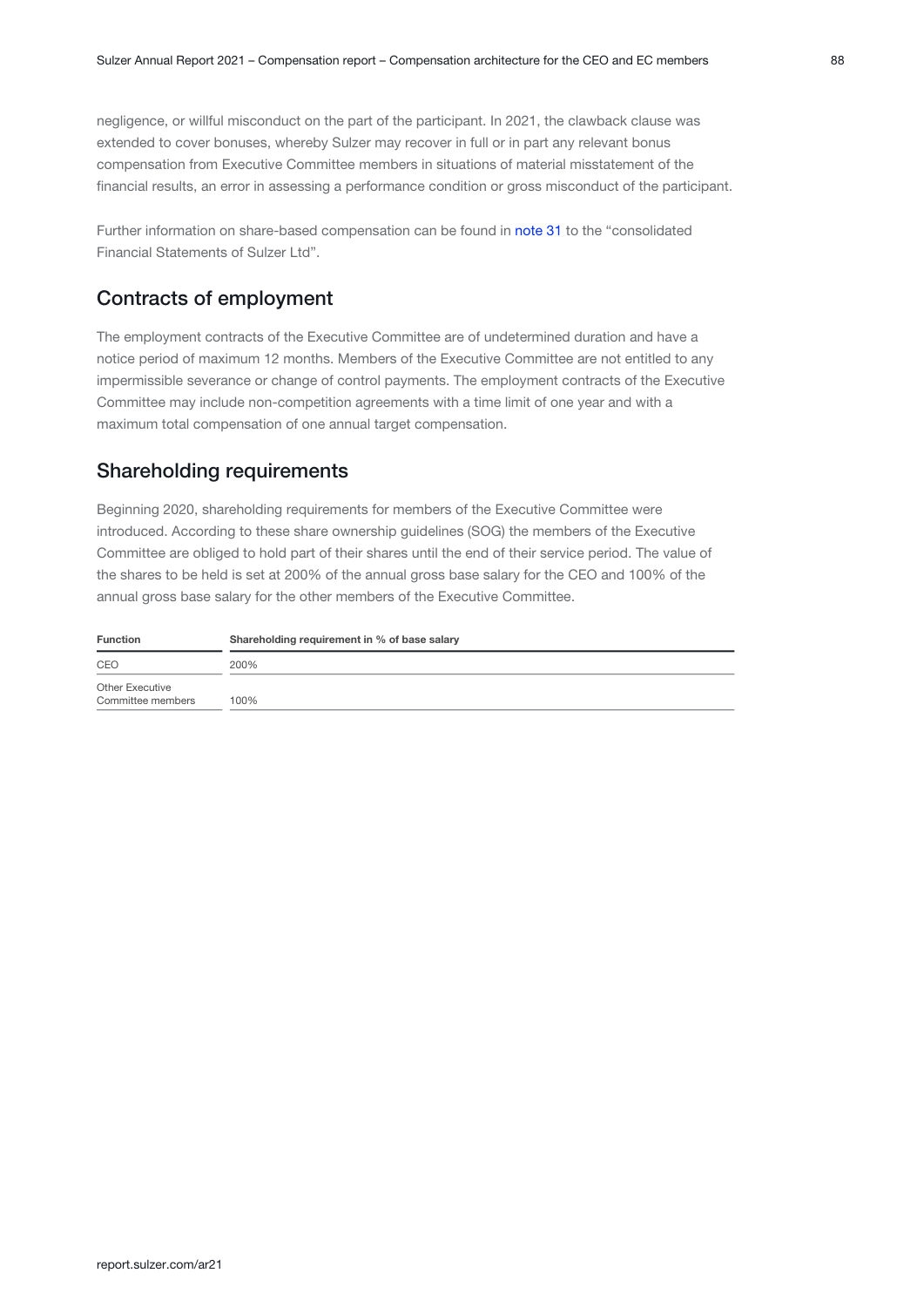negligence, or willful misconduct on the part of the participant. In 2021, the clawback clause was extended to cover bonuses, whereby Sulzer may recover in full or in part any relevant bonus compensation from Executive Committee members in situations of material misstatement of the financial results, an error in assessing a performance condition or gross misconduct of the participant.

Further information on share-based compensation can be found in note 31 to the "consolidated Financial Statements of Sulzer Ltd".

## Contracts of employment

The employment contracts of the Executive Committee are of undetermined duration and have a notice period of maximum 12 months. Members of the Executive Committee are not entitled to any impermissible severance or change of control payments. The employment contracts of the Executive Committee may include non-competition agreements with a time limit of one year and with a maximum total compensation of one annual target compensation.

## Shareholding requirements

Beginning 2020, shareholding requirements for members of the Executive Committee were introduced. According to these share ownership guidelines (SOG) the members of the Executive Committee are obliged to hold part of their shares until the end of their service period. The value of the shares to be held is set at 200% of the annual gross base salary for the CEO and 100% of the annual gross base salary for the other members of the Executive Committee.

| Function | Shareholding requirement in % of base salary |
|---|---|
| CEO | 200% |
| Other Executive Committee members | 100% |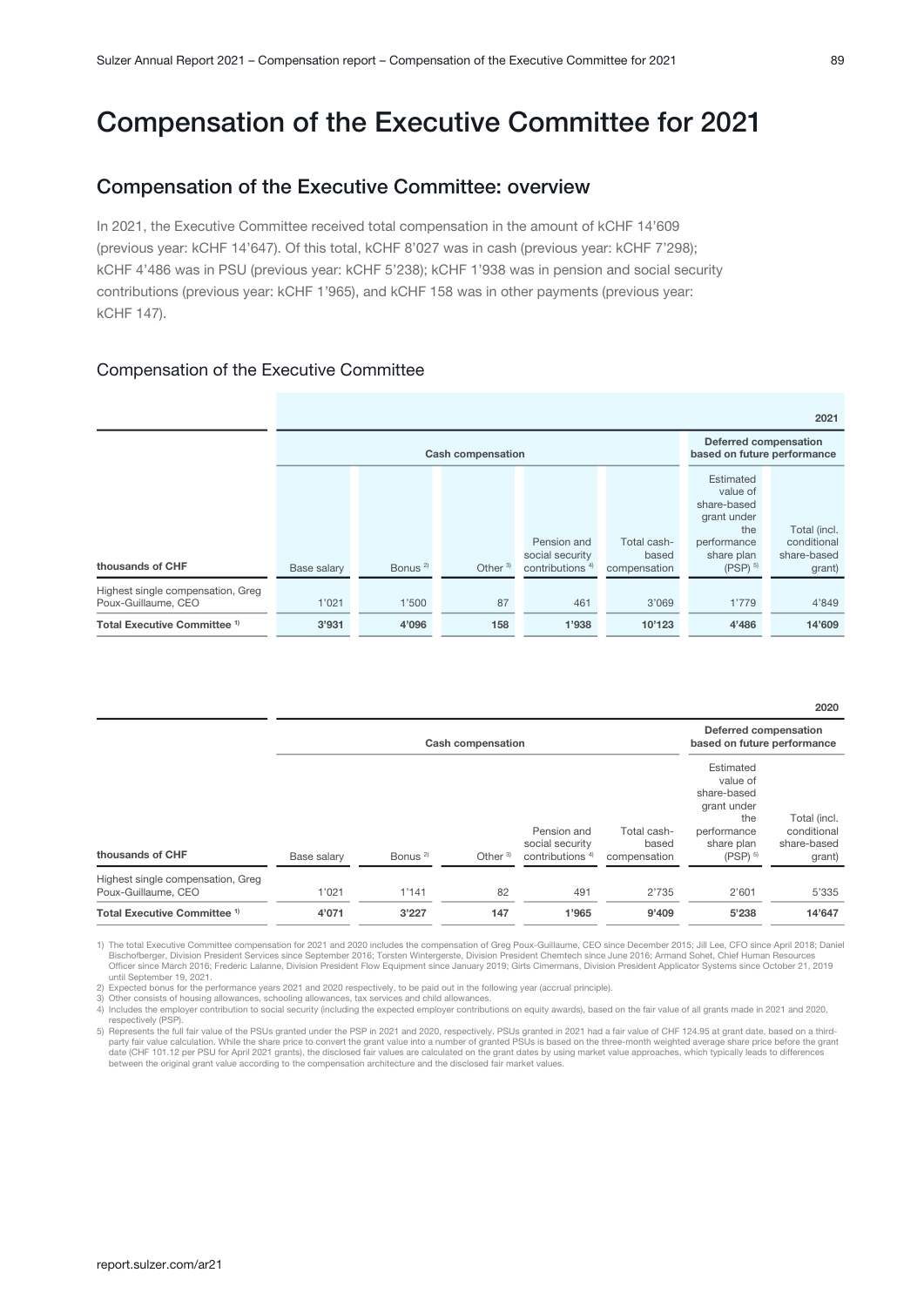# Compensation of the Executive Committee for 2021

## Compensation of the Executive Committee: overview

In 2021, the Executive Committee received total compensation in the amount of kCHF 14'609 (previous year: kCHF 14'647). Of this total, kCHF 8'027 was in cash (previous year: kCHF 7'298); kCHF 4'486 was in PSU (previous year: kCHF 5'238); kCHF 1'938 was in pension and social security contributions (previous year: kCHF 1'965), and kCHF 158 was in other payments (previous year: kCHF 147).

### Compensation of the Executive Committee

| | 2021 | | | | | | |
|---|---|---|---|---|---|---|---|
| | Cash compensation | | | | | Deferred compensation based on future performance | |
| thousands of CHF | Base salary | Bonus [2] | Other [3] | Pension and social security contributions [4] | Total cash-based compensation | Estimated value of share-based grant under the performance share plan (PSP) [5] | Total (incl. conditional share-based grant) |
| Highest single compensation, Greg Poux-Guillaume, CEO | 1'021 | 1'500 | 87 | 461 | 3'069 | 1'779 | 4'849 |
| **Total Executive Committee [1]** | **3'931** | **4'096** | **158** | **1'938** | **10'123** | **4'486** | **14'609** |

| | 2020 | | | | | | |
|---|---|---|---|---|---|---|---|
| | Cash compensation | | | | | Deferred compensation based on future performance | |
| thousands of CHF | Base salary | Bonus [2] | Other [3] | Pension and social security contributions [4] | Total cash-based compensation | Estimated value of share-based grant under the performance share plan (PSP) [5] | Total (incl. conditional share-based grant) |
| Highest single compensation, Greg Poux-Guillaume, CEO | 1'021 | 1'141 | 82 | 491 | 2'735 | 2'601 | 5'335 |
| **Total Executive Committee [1]** | **4'071** | **3'227** | **147** | **1'965** | **9'409** | **5'238** | **14'647** |

1) The total Executive Committee compensation for 2021 and 2020 includes the compensation of Greg Poux-Guillaume, CEO since December 2015; Jill Lee, CFO since April 2018; Daniel Bischofberger, Division President Services since September 2016; Torsten Wintergerste, Division President Chemtech since June 2016; Armand Sohet, Chief Human Resources Officer since March 2016; Frederic Lalanne, Division President Flow Equipment since January 2019; Girts Cimermans, Division President Applicator Systems since October 21, 2019 until September 19, 2021.

2) Expected bonus for the performance years 2021 and 2020 respectively, to be paid out in the following year (accrual principle).

3) Other consists of housing allowances, schooling allowances, tax services and child allowances.

4) Includes the employer contribution to social security (including the expected employer contributions on equity awards), based on the fair value of all grants made in 2021 and 2020, respectively (PSP).

5) Represents the full fair value of the PSUs granted under the PSP in 2021 and 2020, respectively. PSUs granted in 2021 had a fair value of CHF 124.95 at grant date, based on a third-party fair value calculation. While the share price to convert the grant value into a number of granted PSUs is based on the three-month weighted average share price before the grant date (CHF 101.12 per PSU for April 2021 grants), the disclosed fair values are calculated on the grant dates by using market value approaches, which typically leads to differences between the original grant value according to the compensation architecture and the disclosed fair market values.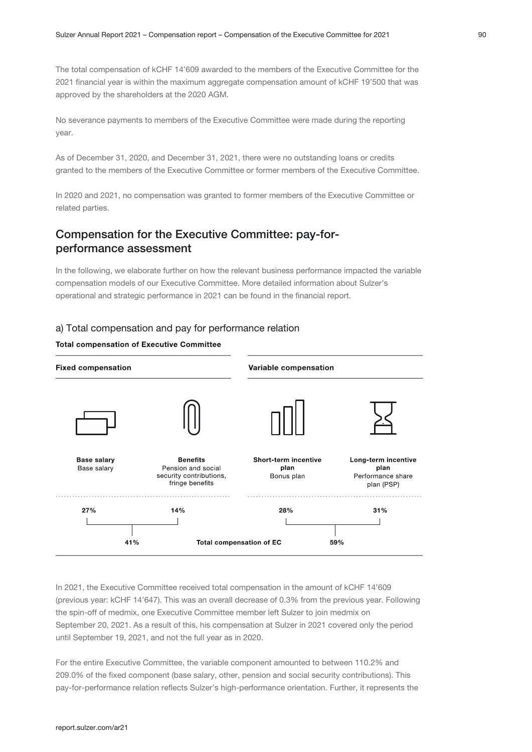The total compensation of kCHF 14'609 awarded to the members of the Executive Committee for the 2021 financial year is within the maximum aggregate compensation amount of kCHF 19'500 that was approved by the shareholders at the 2020 AGM.

No severance payments to members of the Executive Committee were made during the reporting year.

As of December 31, 2020, and December 31, 2021, there were no outstanding loans or credits granted to the members of the Executive Committee or former members of the Executive Committee.

In 2020 and 2021, no compensation was granted to former members of the Executive Committee or related parties.

## Compensation for the Executive Committee: pay-for-performance assessment

In the following, we elaborate further on how the relevant business performance impacted the variable compensation models of our Executive Committee. More detailed information about Sulzer's operational and strategic performance in 2021 can be found in the financial report.

### a) Total compensation and pay for performance relation

**Total compensation of Executive Committee**

| Fixed compensation | | Variable compensation | |
|---|---|---|---|
| **Base salary** Base salary | **Benefits** Pension and social security contributions, fringe benefits | **Short-term incentive plan** Bonus plan | **Long-term incentive plan** Performance share plan (PSP) |
| 27% | 14% | 28% | 31% |
| 41% | | 59% | |

Total compensation of EC

In 2021, the Executive Committee received total compensation in the amount of kCHF 14'609 (previous year: kCHF 14'647). This was an overall decrease of 0.3% from the previous year. Following the spin-off of medmix, one Executive Committee member left Sulzer to join medmix on September 20, 2021. As a result of this, his compensation at Sulzer in 2021 covered only the period until September 19, 2021, and not the full year as in 2020.

For the entire Executive Committee, the variable component amounted to between 110.2% and 209.0% of the fixed component (base salary, other, pension and social security contributions). This pay-for-performance relation reflects Sulzer's high-performance orientation. Further, it represents the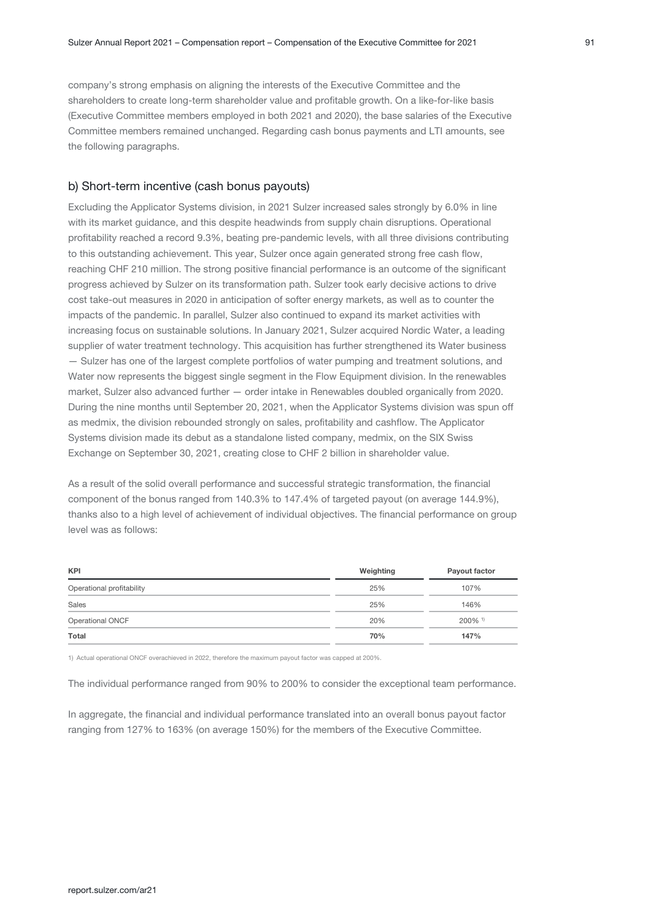company's strong emphasis on aligning the interests of the Executive Committee and the shareholders to create long-term shareholder value and profitable growth. On a like-for-like basis (Executive Committee members employed in both 2021 and 2020), the base salaries of the Executive Committee members remained unchanged. Regarding cash bonus payments and LTI amounts, see the following paragraphs.

## b) Short-term incentive (cash bonus payouts)

Excluding the Applicator Systems division, in 2021 Sulzer increased sales strongly by 6.0% in line with its market guidance, and this despite headwinds from supply chain disruptions. Operational profitability reached a record 9.3%, beating pre-pandemic levels, with all three divisions contributing to this outstanding achievement. This year, Sulzer once again generated strong free cash flow, reaching CHF 210 million. The strong positive financial performance is an outcome of the significant progress achieved by Sulzer on its transformation path. Sulzer took early decisive actions to drive cost take-out measures in 2020 in anticipation of softer energy markets, as well as to counter the impacts of the pandemic. In parallel, Sulzer also continued to expand its market activities with increasing focus on sustainable solutions. In January 2021, Sulzer acquired Nordic Water, a leading supplier of water treatment technology. This acquisition has further strengthened its Water business — Sulzer has one of the largest complete portfolios of water pumping and treatment solutions, and Water now represents the biggest single segment in the Flow Equipment division. In the renewables market, Sulzer also advanced further — order intake in Renewables doubled organically from 2020. During the nine months until September 20, 2021, when the Applicator Systems division was spun off as medmix, the division rebounded strongly on sales, profitability and cashflow. The Applicator Systems division made its debut as a standalone listed company, medmix, on the SIX Swiss Exchange on September 30, 2021, creating close to CHF 2 billion in shareholder value.

As a result of the solid overall performance and successful strategic transformation, the financial component of the bonus ranged from 140.3% to 147.4% of targeted payout (on average 144.9%), thanks also to a high level of achievement of individual objectives. The financial performance on group level was as follows:

| KPI | Weighting | Payout factor |
|---|---|---|
| Operational profitability | 25% | 107% |
| Sales | 25% | 146% |
| Operational ONCF | 20% | 200% [1] |
| **Total** | **70%** | **147%** |

1) Actual operational ONCF overachieved in 2022, therefore the maximum payout factor was capped at 200%.

The individual performance ranged from 90% to 200% to consider the exceptional team performance.

In aggregate, the financial and individual performance translated into an overall bonus payout factor ranging from 127% to 163% (on average 150%) for the members of the Executive Committee.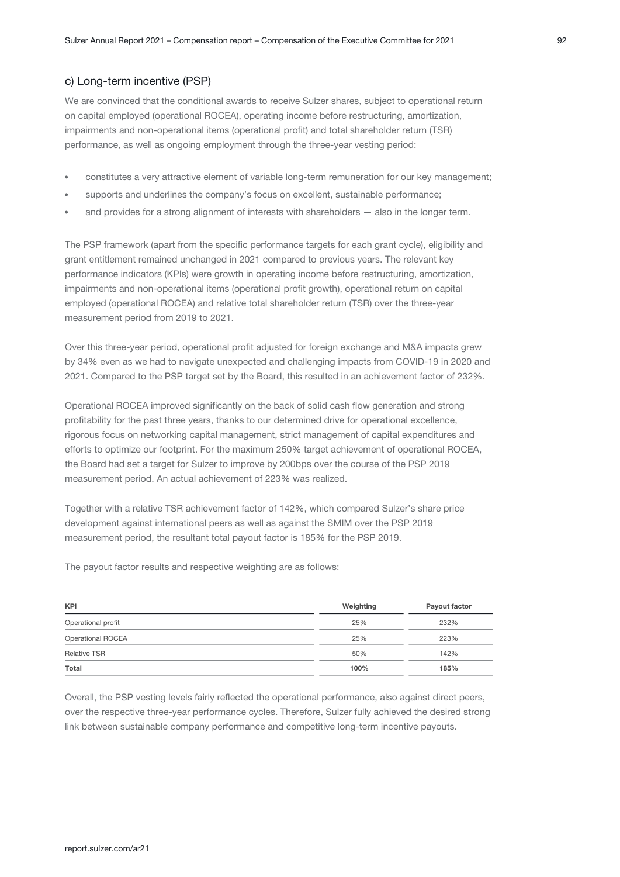### c) Long-term incentive (PSP)

We are convinced that the conditional awards to receive Sulzer shares, subject to operational return on capital employed (operational ROCEA), operating income before restructuring, amortization, impairments and non-operational items (operational profit) and total shareholder return (TSR) performance, as well as ongoing employment through the three-year vesting period:

- constitutes a very attractive element of variable long-term remuneration for our key management;
- supports and underlines the company's focus on excellent, sustainable performance;
- and provides for a strong alignment of interests with shareholders — also in the longer term.

The PSP framework (apart from the specific performance targets for each grant cycle), eligibility and grant entitlement remained unchanged in 2021 compared to previous years. The relevant key performance indicators (KPIs) were growth in operating income before restructuring, amortization, impairments and non-operational items (operational profit growth), operational return on capital employed (operational ROCEA) and relative total shareholder return (TSR) over the three-year measurement period from 2019 to 2021.

Over this three-year period, operational profit adjusted for foreign exchange and M&A impacts grew by 34% even as we had to navigate unexpected and challenging impacts from COVID-19 in 2020 and 2021. Compared to the PSP target set by the Board, this resulted in an achievement factor of 232%.

Operational ROCEA improved significantly on the back of solid cash flow generation and strong profitability for the past three years, thanks to our determined drive for operational excellence, rigorous focus on networking capital management, strict management of capital expenditures and efforts to optimize our footprint. For the maximum 250% target achievement of operational ROCEA, the Board had set a target for Sulzer to improve by 200bps over the course of the PSP 2019 measurement period. An actual achievement of 223% was realized.

Together with a relative TSR achievement factor of 142%, which compared Sulzer's share price development against international peers as well as against the SMIM over the PSP 2019 measurement period, the resultant total payout factor is 185% for the PSP 2019.

The payout factor results and respective weighting are as follows:

| KPI | Weighting | Payout factor |
|---|---|---|
| Operational profit | 25% | 232% |
| Operational ROCEA | 25% | 223% |
| Relative TSR | 50% | 142% |
| **Total** | **100%** | **185%** |

Overall, the PSP vesting levels fairly reflected the operational performance, also against direct peers, over the respective three-year performance cycles. Therefore, Sulzer fully achieved the desired strong link between sustainable company performance and competitive long-term incentive payouts.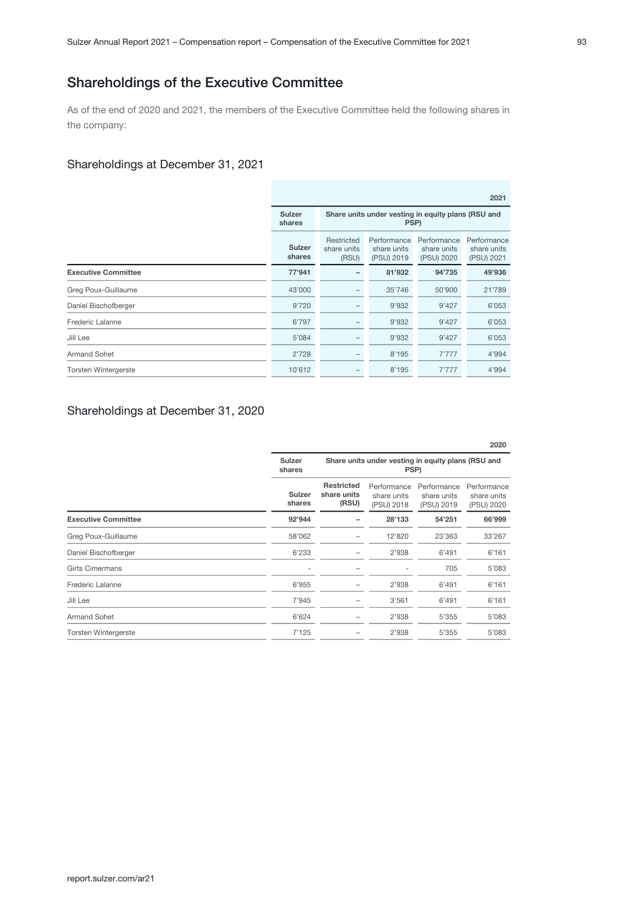## Shareholdings of the Executive Committee

As of the end of 2020 and 2021, the members of the Executive Committee held the following shares in the company:

### Shareholdings at December 31, 2021

| | | | | | 2021 |
|---|---|---|---|---|---|
| | Sulzer shares | Share units under vesting in equity plans (RSU and PSP) | | | |
| | Sulzer shares | Restricted share units (RSU) | Performance share units (PSU) 2019 | Performance share units (PSU) 2020 | Performance share units (PSU) 2021 |
| **Executive Committee** | **77'941** | **–** | **81'932** | **94'735** | **49'936** |
| Greg Poux-Guillaume | 43'000 | – | 35'746 | 50'900 | 21'789 |
| Daniel Bischofberger | 9'720 | – | 9'932 | 9'427 | 6'053 |
| Frederic Lalanne | 6'797 | – | 9'932 | 9'427 | 6'053 |
| Jill Lee | 5'084 | – | 9'932 | 9'427 | 6'053 |
| Armand Sohet | 2'728 | – | 8'195 | 7'777 | 4'994 |
| Torsten Wintergerste | 10'612 | – | 8'195 | 7'777 | 4'994 |

### Shareholdings at December 31, 2020

| | | | | | 2020 |
|---|---|---|---|---|---|
| | Sulzer shares | Share units under vesting in equity plans (RSU and PSP) | | | |
| | Sulzer shares | Restricted share units (RSU) | Performance share units (PSU) 2018 | Performance share units (PSU) 2019 | Performance share units (PSU) 2020 |
| **Executive Committee** | **92'944** | **–** | **28'133** | **54'251** | **66'999** |
| Greg Poux-Guillaume | 58'062 | – | 12'820 | 23'363 | 33'267 |
| Daniel Bischofberger | 6'233 | – | 2'938 | 6'491 | 6'161 |
| Girts Cimermans | - | – | - | 705 | 5'083 |
| Frederic Lalanne | 6'955 | – | 2'938 | 6'491 | 6'161 |
| Jill Lee | 7'945 | – | 3'561 | 6'491 | 6'161 |
| Armand Sohet | 6'624 | – | 2'938 | 5'355 | 5'083 |
| Torsten Wintergerste | 7'125 | – | 2'938 | 5'355 | 5'083 |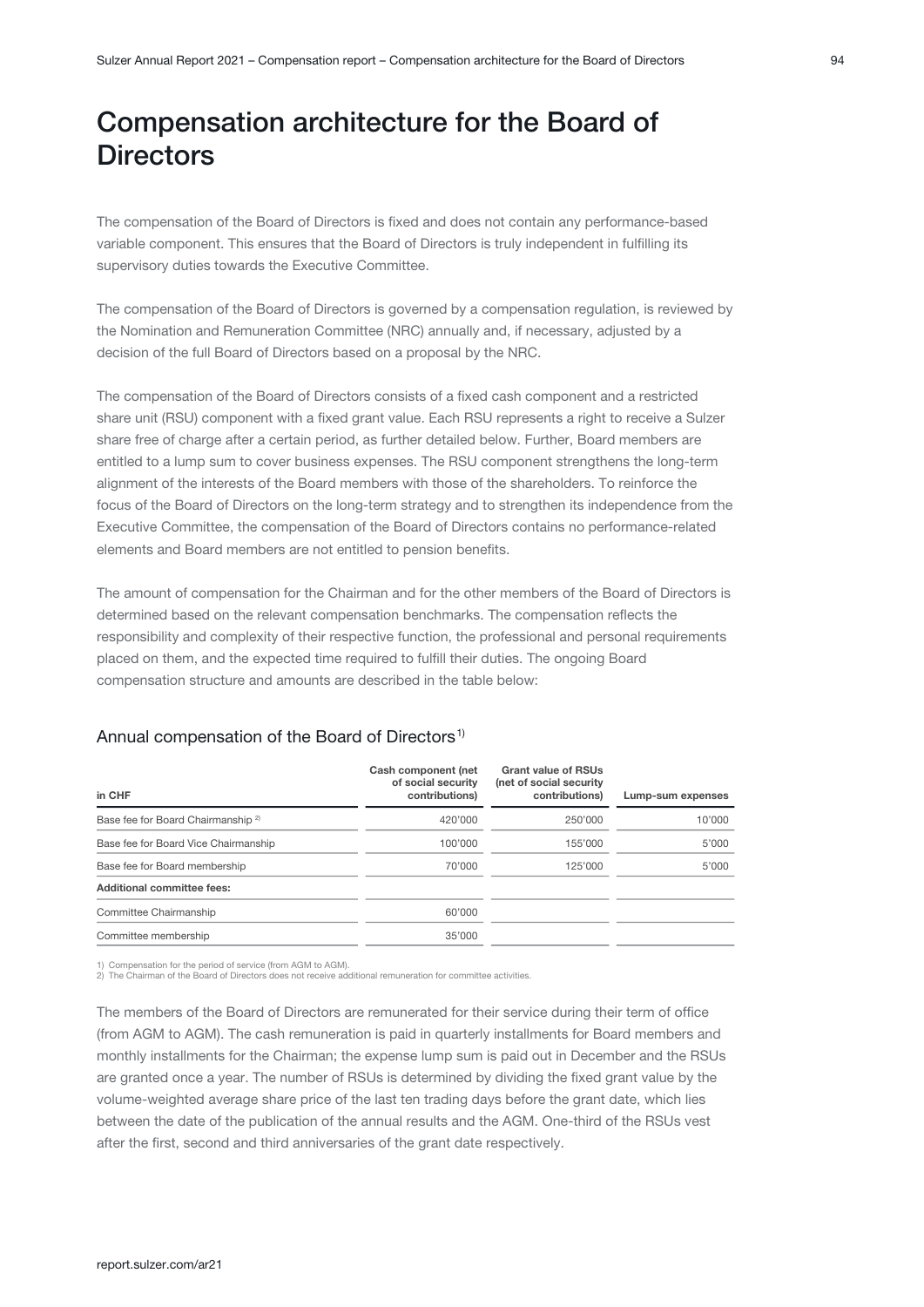# Compensation architecture for the Board of Directors

The compensation of the Board of Directors is fixed and does not contain any performance-based variable component. This ensures that the Board of Directors is truly independent in fulfilling its supervisory duties towards the Executive Committee.

The compensation of the Board of Directors is governed by a compensation regulation, is reviewed by the Nomination and Remuneration Committee (NRC) annually and, if necessary, adjusted by a decision of the full Board of Directors based on a proposal by the NRC.

The compensation of the Board of Directors consists of a fixed cash component and a restricted share unit (RSU) component with a fixed grant value. Each RSU represents a right to receive a Sulzer share free of charge after a certain period, as further detailed below. Further, Board members are entitled to a lump sum to cover business expenses. The RSU component strengthens the long-term alignment of the interests of the Board members with those of the shareholders. To reinforce the focus of the Board of Directors on the long-term strategy and to strengthen its independence from the Executive Committee, the compensation of the Board of Directors contains no performance-related elements and Board members are not entitled to pension benefits.

The amount of compensation for the Chairman and for the other members of the Board of Directors is determined based on the relevant compensation benchmarks. The compensation reflects the responsibility and complexity of their respective function, the professional and personal requirements placed on them, and the expected time required to fulfill their duties. The ongoing Board compensation structure and amounts are described in the table below:

## Annual compensation of the Board of Directors[1)]

| in CHF | Cash component (net of social security contributions) | Grant value of RSUs (net of social security contributions) | Lump-sum expenses |
|---|---|---|---|
| Base fee for Board Chairmanship [2)] | 420'000 | 250'000 | 10'000 |
| Base fee for Board Vice Chairmanship | 100'000 | 155'000 | 5'000 |
| Base fee for Board membership | 70'000 | 125'000 | 5'000 |
| **Additional committee fees:** | | | |
| Committee Chairmanship | 60'000 | | |
| Committee membership | 35'000 | | |

1) Compensation for the period of service (from AGM to AGM).
2) The Chairman of the Board of Directors does not receive additional remuneration for committee activities.

The members of the Board of Directors are remunerated for their service during their term of office (from AGM to AGM). The cash remuneration is paid in quarterly installments for Board members and monthly installments for the Chairman; the expense lump sum is paid out in December and the RSUs are granted once a year. The number of RSUs is determined by dividing the fixed grant value by the volume-weighted average share price of the last ten trading days before the grant date, which lies between the date of the publication of the annual results and the AGM. One-third of the RSUs vest after the first, second and third anniversaries of the grant date respectively.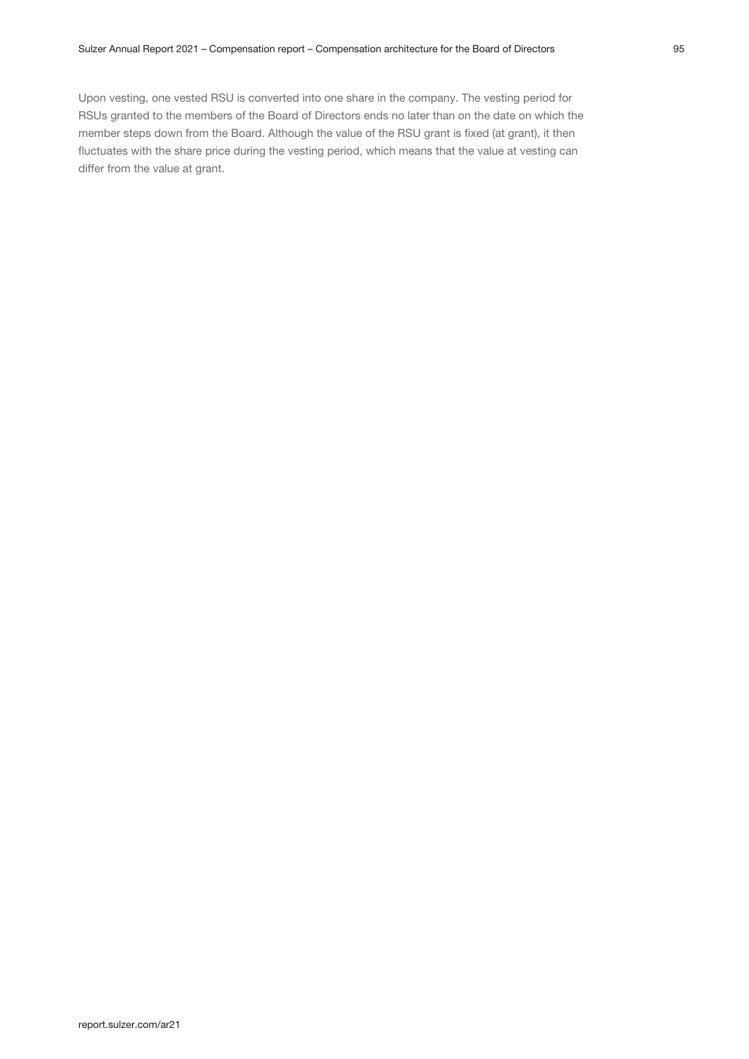Upon vesting, one vested RSU is converted into one share in the company. The vesting period for RSUs granted to the members of the Board of Directors ends no later than on the date on which the member steps down from the Board. Although the value of the RSU grant is fixed (at grant), it then fluctuates with the share price during the vesting period, which means that the value at vesting can differ from the value at grant.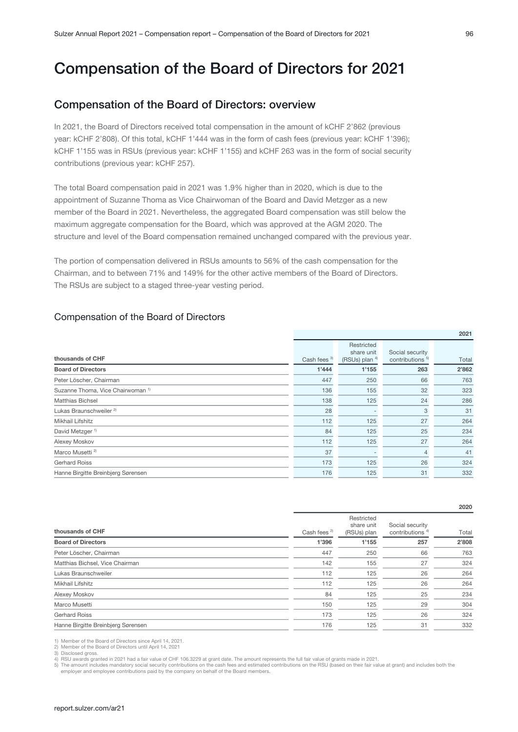# Compensation of the Board of Directors for 2021

## Compensation of the Board of Directors: overview

In 2021, the Board of Directors received total compensation in the amount of kCHF 2'862 (previous year: kCHF 2'808). Of this total, kCHF 1'444 was in the form of cash fees (previous year: kCHF 1'396); kCHF 1'155 was in RSUs (previous year: kCHF 1'155) and kCHF 263 was in the form of social security contributions (previous year: kCHF 257).

The total Board compensation paid in 2021 was 1.9% higher than in 2020, which is due to the appointment of Suzanne Thoma as Vice Chairwoman of the Board and David Metzger as a new member of the Board in 2021. Nevertheless, the aggregated Board compensation was still below the maximum aggregate compensation for the Board, which was approved at the AGM 2020. The structure and level of the Board compensation remained unchanged compared with the previous year.

The portion of compensation delivered in RSUs amounts to 56% of the cash compensation for the Chairman, and to between 71% and 149% for the other active members of the Board of Directors. The RSUs are subject to a staged three-year vesting period.

### Compensation of the Board of Directors

| | 2021 | | | |
|---|---|---|---|---|
| thousands of CHF | Cash fees [3] | Restricted share unit (RSUs) plan [4] | Social security contributions [5] | Total |
| **Board of Directors** | **1'444** | **1'155** | **263** | **2'862** |
| Peter Löscher, Chairman | 447 | 250 | 66 | 763 |
| Suzanne Thoma, Vice Chairwoman [1] | 136 | 155 | 32 | 323 |
| Matthias Bichsel | 138 | 125 | 24 | 286 |
| Lukas Braunschweiler [2] | 28 | - | 3 | 31 |
| Mikhail Lifshitz | 112 | 125 | 27 | 264 |
| David Metzger [1] | 84 | 125 | 25 | 234 |
| Alexey Moskov | 112 | 125 | 27 | 264 |
| Marco Musetti [2] | 37 | - | 4 | 41 |
| Gerhard Roiss | 173 | 125 | 26 | 324 |
| Hanne Birgitte Breinbjerg Sørensen | 176 | 125 | 31 | 332 |

| | 2020 | | | |
|---|---|---|---|---|
| thousands of CHF | Cash fees [2] | Restricted share unit (RSUs) plan | Social security contributions [4] | Total |
| **Board of Directors** | **1'396** | **1'155** | **257** | **2'808** |
| Peter Löscher, Chairman | 447 | 250 | 66 | 763 |
| Matthias Bichsel, Vice Chairman | 142 | 155 | 27 | 324 |
| Lukas Braunschweiler | 112 | 125 | 26 | 264 |
| Mikhail Lifshitz | 112 | 125 | 26 | 264 |
| Alexey Moskov | 84 | 125 | 25 | 234 |
| Marco Musetti | 150 | 125 | 29 | 304 |
| Gerhard Roiss | 173 | 125 | 26 | 324 |
| Hanne Birgitte Breinbjerg Sørensen | 176 | 125 | 31 | 332 |

1) Member of the Board of Directors since April 14, 2021.
2) Member of the Board of Directors until April 14, 2021
3) Disclosed gross.
4) RSU awards granted in 2021 had a fair value of CHF 106.3229 at grant date. The amount represents the full fair value of grants made in 2021.
5) The amount includes mandatory social security contributions on the cash fees and estimated contributions on the RSU (based on their fair value at grant) and includes both the employer and employee contributions paid by the company on behalf of the Board members.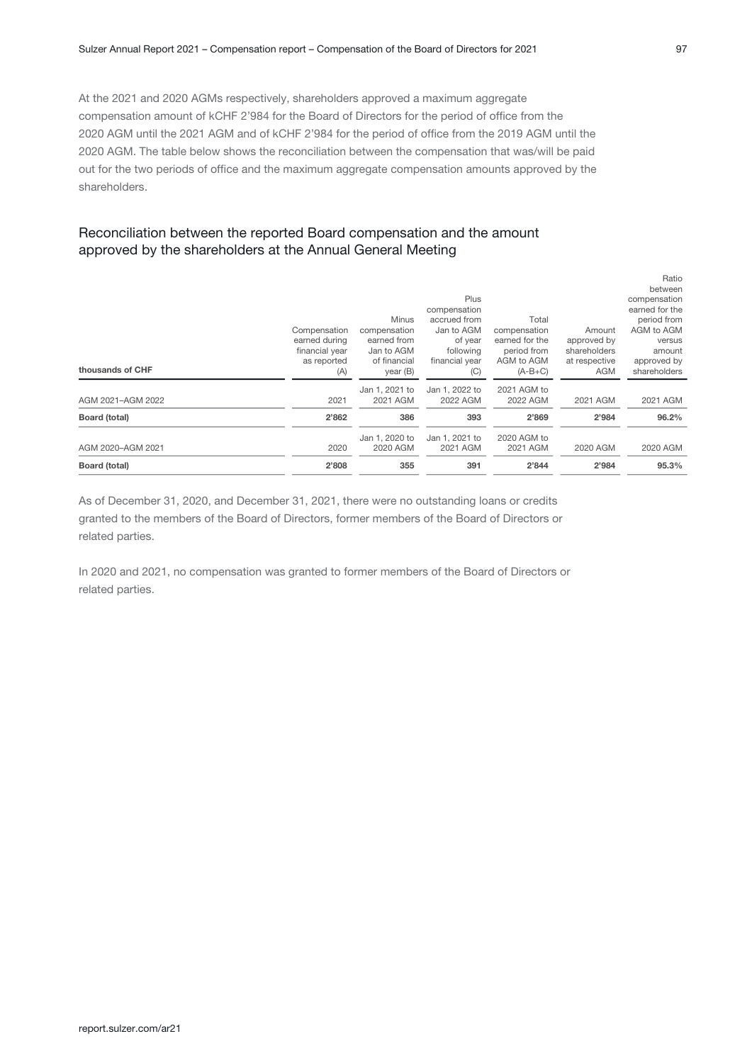At the 2021 and 2020 AGMs respectively, shareholders approved a maximum aggregate compensation amount of kCHF 2'984 for the Board of Directors for the period of office from the 2020 AGM until the 2021 AGM and of kCHF 2'984 for the period of office from the 2019 AGM until the 2020 AGM. The table below shows the reconciliation between the compensation that was/will be paid out for the two periods of office and the maximum aggregate compensation amounts approved by the shareholders.

## Reconciliation between the reported Board compensation and the amount approved by the shareholders at the Annual General Meeting

| thousands of CHF | Compensation earned during financial year as reported (A) | Minus compensation earned from Jan to AGM of financial year (B) | Plus compensation accrued from Jan to AGM of year following financial year (C) | Total compensation earned for the period from AGM to AGM (A-B+C) | Amount approved by shareholders at respective AGM | Ratio between compensation earned for the period from AGM to AGM versus amount approved by shareholders |
|---|---|---|---|---|---|---|
| AGM 2021–AGM 2022 | 2021 | Jan 1, 2021 to 2021 AGM | Jan 1, 2022 to 2022 AGM | 2021 AGM to 2022 AGM | 2021 AGM | 2021 AGM |
| **Board (total)** | **2'862** | **386** | **393** | **2'869** | **2'984** | **96.2%** |
| AGM 2020–AGM 2021 | 2020 | Jan 1, 2020 to 2020 AGM | Jan 1, 2021 to 2021 AGM | 2020 AGM to 2021 AGM | 2020 AGM | 2020 AGM |
| **Board (total)** | **2'808** | **355** | **391** | **2'844** | **2'984** | **95.3%** |

As of December 31, 2020, and December 31, 2021, there were no outstanding loans or credits granted to the members of the Board of Directors, former members of the Board of Directors or related parties.

In 2020 and 2021, no compensation was granted to former members of the Board of Directors or related parties.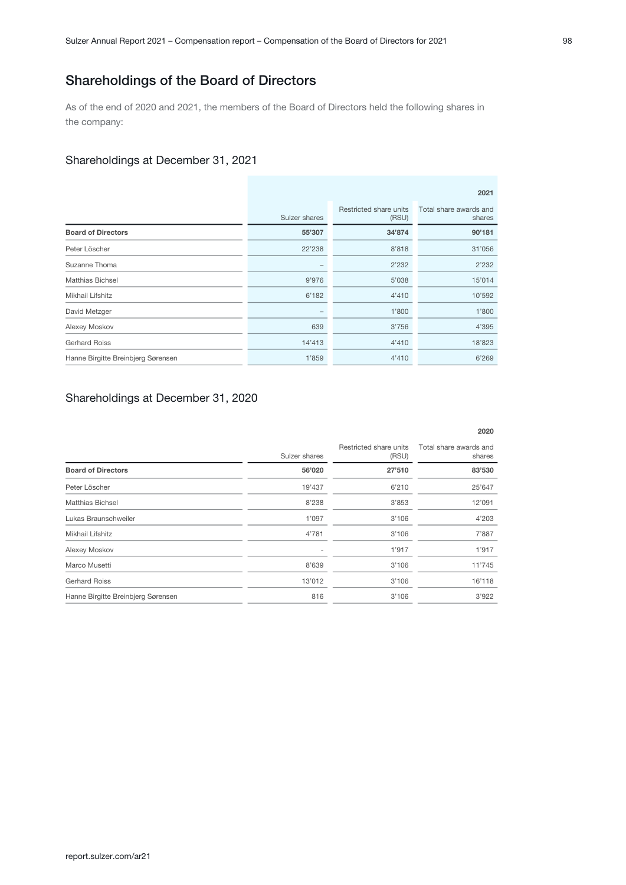## Shareholdings of the Board of Directors

As of the end of 2020 and 2021, the members of the Board of Directors held the following shares in the company:

### Shareholdings at December 31, 2021

| | | | 2021 |
|---|---|---|---|
| | Sulzer shares | Restricted share units (RSU) | Total share awards and shares |
| **Board of Directors** | **55'307** | **34'874** | **90'181** |
| Peter Löscher | 22'238 | 8'818 | 31'056 |
| Suzanne Thoma | – | 2'232 | 2'232 |
| Matthias Bichsel | 9'976 | 5'038 | 15'014 |
| Mikhail Lifshitz | 6'182 | 4'410 | 10'592 |
| David Metzger | – | 1'800 | 1'800 |
| Alexey Moskov | 639 | 3'756 | 4'395 |
| Gerhard Roiss | 14'413 | 4'410 | 18'823 |
| Hanne Birgitte Breinbjerg Sørensen | 1'859 | 4'410 | 6'269 |

### Shareholdings at December 31, 2020

| | | | 2020 |
|---|---|---|---|
| | Sulzer shares | Restricted share units (RSU) | Total share awards and shares |
| **Board of Directors** | **56'020** | **27'510** | **83'530** |
| Peter Löscher | 19'437 | 6'210 | 25'647 |
| Matthias Bichsel | 8'238 | 3'853 | 12'091 |
| Lukas Braunschweiler | 1'097 | 3'106 | 4'203 |
| Mikhail Lifshitz | 4'781 | 3'106 | 7'887 |
| Alexey Moskov | - | 1'917 | 1'917 |
| Marco Musetti | 8'639 | 3'106 | 11'745 |
| Gerhard Roiss | 13'012 | 3'106 | 16'118 |
| Hanne Birgitte Breinbjerg Sørensen | 816 | 3'106 | 3'922 |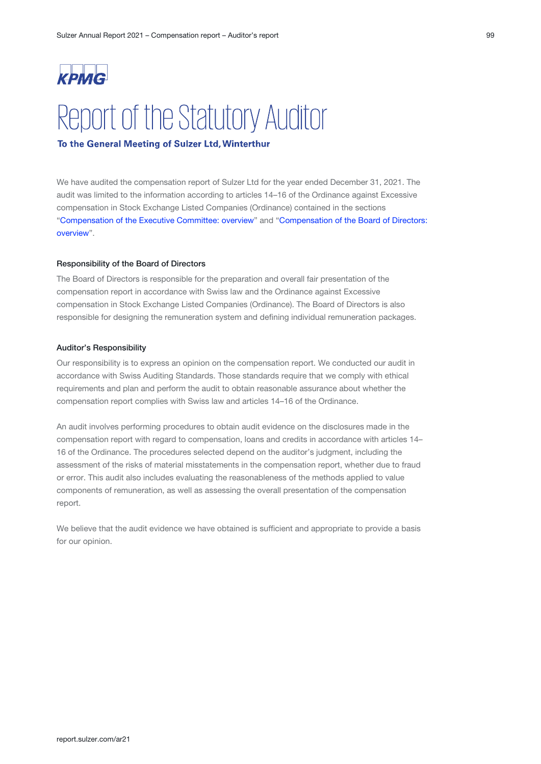KPMG

# Report of the Statutory Auditor

**To the General Meeting of Sulzer Ltd, Winterthur**

We have audited the compensation report of Sulzer Ltd for the year ended December 31, 2021. The audit was limited to the information according to articles 14–16 of the Ordinance against Excessive compensation in Stock Exchange Listed Companies (Ordinance) contained in the sections "Compensation of the Executive Committee: overview" and "Compensation of the Board of Directors: overview".

### Responsibility of the Board of Directors

The Board of Directors is responsible for the preparation and overall fair presentation of the compensation report in accordance with Swiss law and the Ordinance against Excessive compensation in Stock Exchange Listed Companies (Ordinance). The Board of Directors is also responsible for designing the remuneration system and defining individual remuneration packages.

### Auditor's Responsibility

Our responsibility is to express an opinion on the compensation report. We conducted our audit in accordance with Swiss Auditing Standards. Those standards require that we comply with ethical requirements and plan and perform the audit to obtain reasonable assurance about whether the compensation report complies with Swiss law and articles 14–16 of the Ordinance.

An audit involves performing procedures to obtain audit evidence on the disclosures made in the compensation report with regard to compensation, loans and credits in accordance with articles 14–16 of the Ordinance. The procedures selected depend on the auditor's judgment, including the assessment of the risks of material misstatements in the compensation report, whether due to fraud or error. This audit also includes evaluating the reasonableness of the methods applied to value components of remuneration, as well as assessing the overall presentation of the compensation report.

We believe that the audit evidence we have obtained is sufficient and appropriate to provide a basis for our opinion.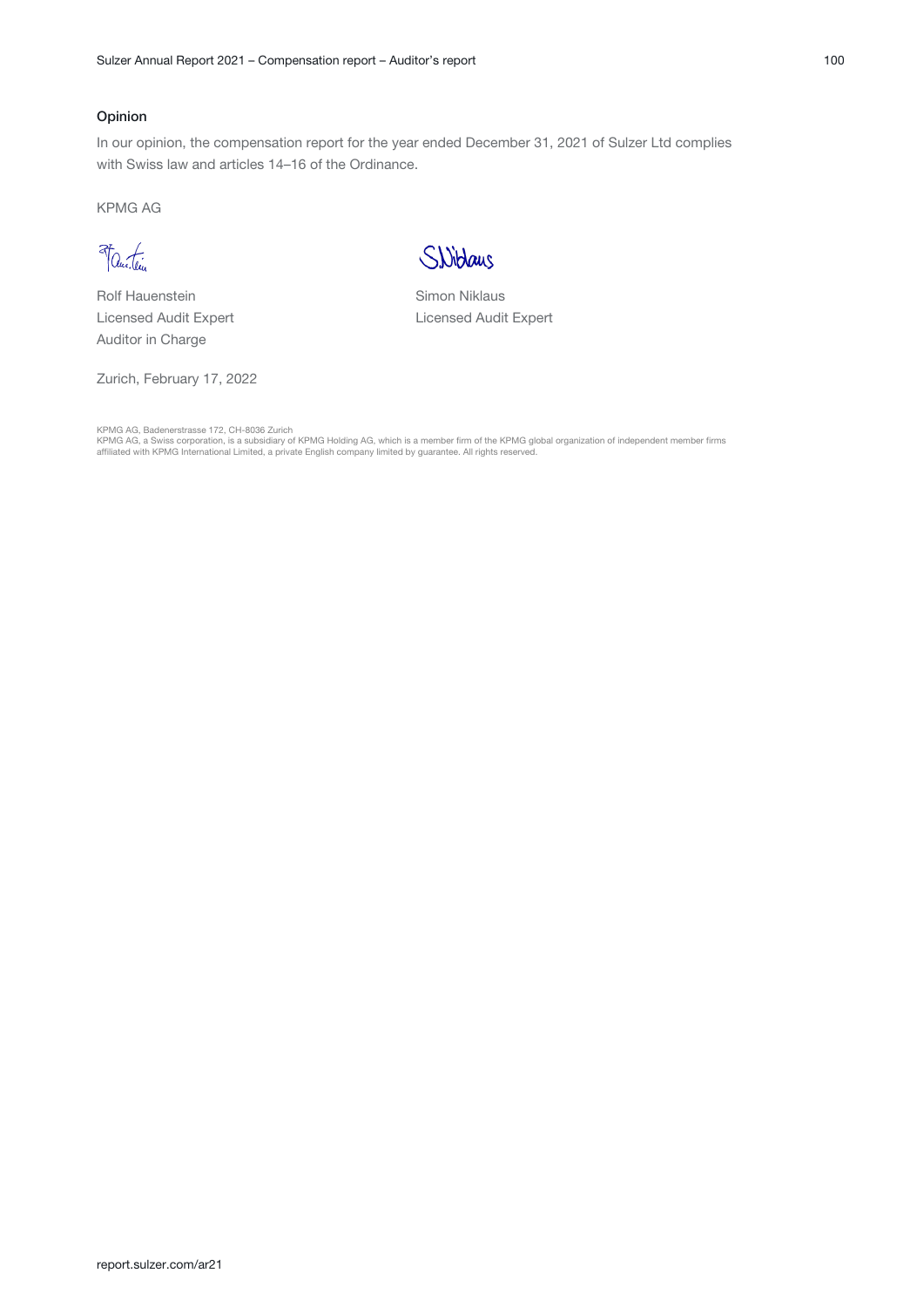### Opinion

In our opinion, the compensation report for the year ended December 31, 2021 of Sulzer Ltd complies with Swiss law and articles 14–16 of the Ordinance.

KPMG AG

Rolf Hauenstein
Licensed Audit Expert
Auditor in Charge

Simon Niklaus
Licensed Audit Expert

Zurich, February 17, 2022

KPMG AG, Badenerstrasse 172, CH-8036 Zurich
KPMG AG, a Swiss corporation, is a subsidiary of KPMG Holding AG, which is a member firm of the KPMG global organization of independent member firms affiliated with KPMG International Limited, a private English company limited by guarantee. All rights reserved.